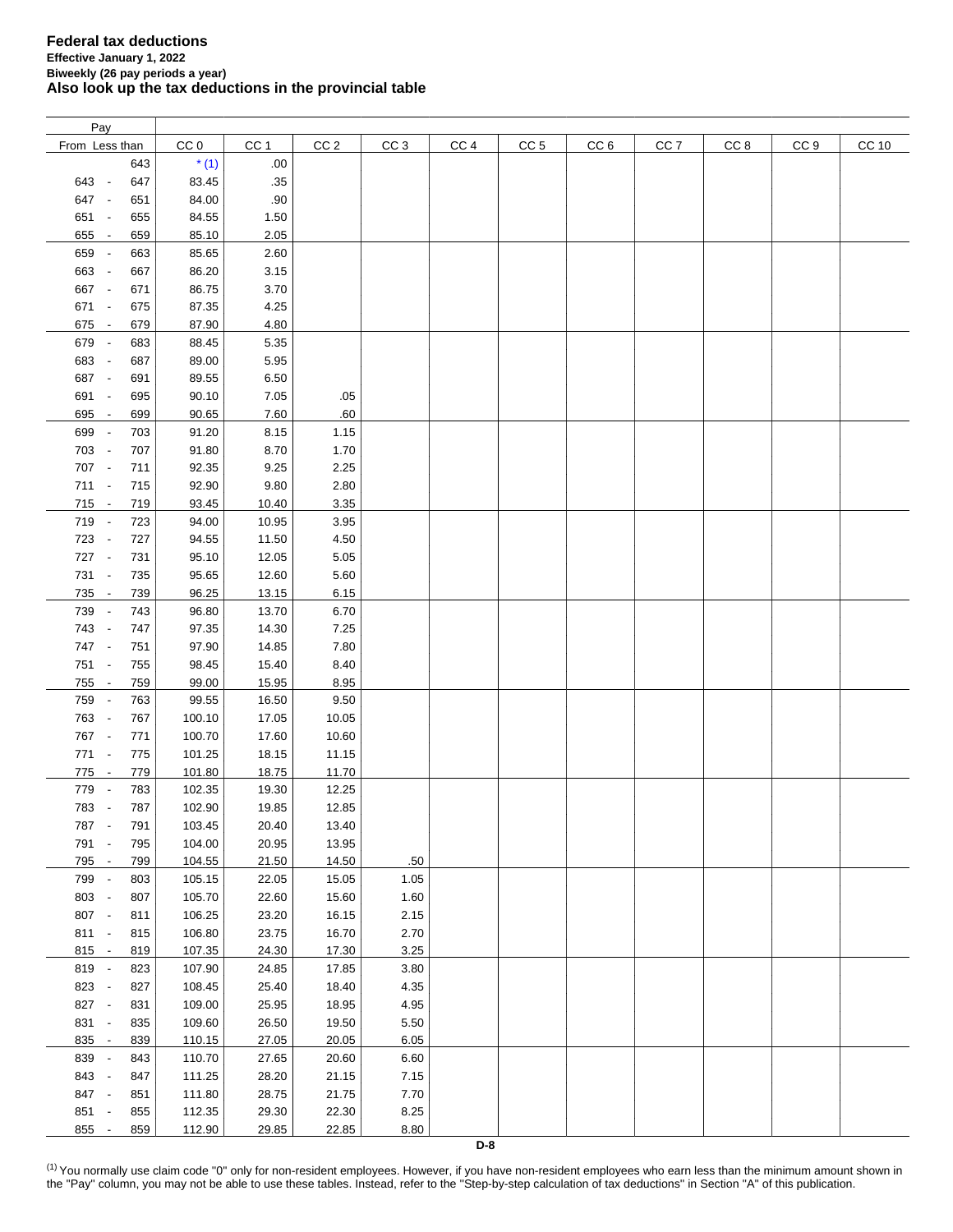**Federal tax deductions**
**Effective January 1, 2022**
**Biweekly (26 pay periods a year)**
**Also look up the tax deductions in the provincial table**

| Pay From | Less than | CC 0 | CC 1 | CC 2 | CC 3 | CC 4 | CC 5 | CC 6 | CC 7 | CC 8 | CC 9 | CC 10 |
|---|---|---|---|---|---|---|---|---|---|---|---|---|
| | 643 | * (1) | .00 | | | | | | | | | |
| 643 - | 647 | 83.45 | .35 | | | | | | | | | |
| 647 - | 651 | 84.00 | .90 | | | | | | | | | |
| 651 - | 655 | 84.55 | 1.50 | | | | | | | | | |
| 655 - | 659 | 85.10 | 2.05 | | | | | | | | | |
| 659 - | 663 | 85.65 | 2.60 | | | | | | | | | |
| 663 - | 667 | 86.20 | 3.15 | | | | | | | | | |
| 667 - | 671 | 86.75 | 3.70 | | | | | | | | | |
| 671 - | 675 | 87.35 | 4.25 | | | | | | | | | |
| 675 - | 679 | 87.90 | 4.80 | | | | | | | | | |
| 679 - | 683 | 88.45 | 5.35 | | | | | | | | | |
| 683 - | 687 | 89.00 | 5.95 | | | | | | | | | |
| 687 - | 691 | 89.55 | 6.50 | | | | | | | | | |
| 691 - | 695 | 90.10 | 7.05 | .05 | | | | | | | | |
| 695 - | 699 | 90.65 | 7.60 | .60 | | | | | | | | |
| 699 - | 703 | 91.20 | 8.15 | 1.15 | | | | | | | | |
| 703 - | 707 | 91.80 | 8.70 | 1.70 | | | | | | | | |
| 707 - | 711 | 92.35 | 9.25 | 2.25 | | | | | | | | |
| 711 - | 715 | 92.90 | 9.80 | 2.80 | | | | | | | | |
| 715 - | 719 | 93.45 | 10.40 | 3.35 | | | | | | | | |
| 719 - | 723 | 94.00 | 10.95 | 3.95 | | | | | | | | |
| 723 - | 727 | 94.55 | 11.50 | 4.50 | | | | | | | | |
| 727 - | 731 | 95.10 | 12.05 | 5.05 | | | | | | | | |
| 731 - | 735 | 95.65 | 12.60 | 5.60 | | | | | | | | |
| 735 - | 739 | 96.25 | 13.15 | 6.15 | | | | | | | | |
| 739 - | 743 | 96.80 | 13.70 | 6.70 | | | | | | | | |
| 743 - | 747 | 97.35 | 14.30 | 7.25 | | | | | | | | |
| 747 - | 751 | 97.90 | 14.85 | 7.80 | | | | | | | | |
| 751 - | 755 | 98.45 | 15.40 | 8.40 | | | | | | | | |
| 755 - | 759 | 99.00 | 15.95 | 8.95 | | | | | | | | |
| 759 - | 763 | 99.55 | 16.50 | 9.50 | | | | | | | | |
| 763 - | 767 | 100.10 | 17.05 | 10.05 | | | | | | | | |
| 767 - | 771 | 100.70 | 17.60 | 10.60 | | | | | | | | |
| 771 - | 775 | 101.25 | 18.15 | 11.15 | | | | | | | | |
| 775 - | 779 | 101.80 | 18.75 | 11.70 | | | | | | | | |
| 779 - | 783 | 102.35 | 19.30 | 12.25 | | | | | | | | |
| 783 - | 787 | 102.90 | 19.85 | 12.85 | | | | | | | | |
| 787 - | 791 | 103.45 | 20.40 | 13.40 | | | | | | | | |
| 791 - | 795 | 104.00 | 20.95 | 13.95 | | | | | | | | |
| 795 - | 799 | 104.55 | 21.50 | 14.50 | .50 | | | | | | | |
| 799 - | 803 | 105.15 | 22.05 | 15.05 | 1.05 | | | | | | | |
| 803 - | 807 | 105.70 | 22.60 | 15.60 | 1.60 | | | | | | | |
| 807 - | 811 | 106.25 | 23.20 | 16.15 | 2.15 | | | | | | | |
| 811 - | 815 | 106.80 | 23.75 | 16.70 | 2.70 | | | | | | | |
| 815 - | 819 | 107.35 | 24.30 | 17.30 | 3.25 | | | | | | | |
| 819 - | 823 | 107.90 | 24.85 | 17.85 | 3.80 | | | | | | | |
| 823 - | 827 | 108.45 | 25.40 | 18.40 | 4.35 | | | | | | | |
| 827 - | 831 | 109.00 | 25.95 | 18.95 | 4.95 | | | | | | | |
| 831 - | 835 | 109.60 | 26.50 | 19.50 | 5.50 | | | | | | | |
| 835 - | 839 | 110.15 | 27.05 | 20.05 | 6.05 | | | | | | | |
| 839 - | 843 | 110.70 | 27.65 | 20.60 | 6.60 | | | | | | | |
| 843 - | 847 | 111.25 | 28.20 | 21.15 | 7.15 | | | | | | | |
| 847 - | 851 | 111.80 | 28.75 | 21.75 | 7.70 | | | | | | | |
| 851 - | 855 | 112.35 | 29.30 | 22.30 | 8.25 | | | | | | | |
| 855 - | 859 | 112.90 | 29.85 | 22.85 | 8.80 | | | | | | | |

[1] You normally use claim code "0" only for non-resident employees. However, if you have non-resident employees who earn less than the minimum amount shown in the "Pay" column, you may not be able to use these tables. Instead, refer to the "Step-by-step calculation of tax deductions" in Section "A" of this publication.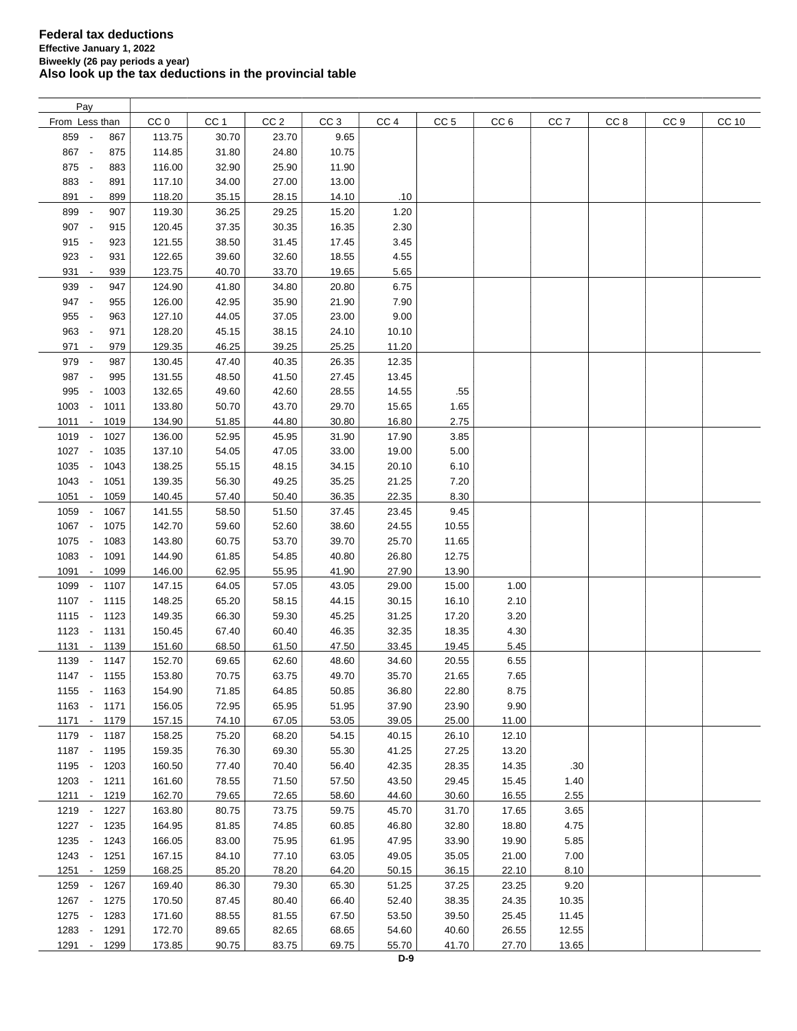**Federal tax deductions**
**Effective January 1, 2022**
**Biweekly (26 pay periods a year)**
**Also look up the tax deductions in the provincial table**

| Pay From - Less than | CC 0 | CC 1 | CC 2 | CC 3 | CC 4 | CC 5 | CC 6 | CC 7 | CC 8 | CC 9 | CC 10 |
|---|---|---|---|---|---|---|---|---|---|---|---|
| 859 - 867 | 113.75 | 30.70 | 23.70 | 9.65 | | | | | | | |
| 867 - 875 | 114.85 | 31.80 | 24.80 | 10.75 | | | | | | | |
| 875 - 883 | 116.00 | 32.90 | 25.90 | 11.90 | | | | | | | |
| 883 - 891 | 117.10 | 34.00 | 27.00 | 13.00 | | | | | | | |
| 891 - 899 | 118.20 | 35.15 | 28.15 | 14.10 | .10 | | | | | | |
| 899 - 907 | 119.30 | 36.25 | 29.25 | 15.20 | 1.20 | | | | | | |
| 907 - 915 | 120.45 | 37.35 | 30.35 | 16.35 | 2.30 | | | | | | |
| 915 - 923 | 121.55 | 38.50 | 31.45 | 17.45 | 3.45 | | | | | | |
| 923 - 931 | 122.65 | 39.60 | 32.60 | 18.55 | 4.55 | | | | | | |
| 931 - 939 | 123.75 | 40.70 | 33.70 | 19.65 | 5.65 | | | | | | |
| 939 - 947 | 124.90 | 41.80 | 34.80 | 20.80 | 6.75 | | | | | | |
| 947 - 955 | 126.00 | 42.95 | 35.90 | 21.90 | 7.90 | | | | | | |
| 955 - 963 | 127.10 | 44.05 | 37.05 | 23.00 | 9.00 | | | | | | |
| 963 - 971 | 128.20 | 45.15 | 38.15 | 24.10 | 10.10 | | | | | | |
| 971 - 979 | 129.35 | 46.25 | 39.25 | 25.25 | 11.20 | | | | | | |
| 979 - 987 | 130.45 | 47.40 | 40.35 | 26.35 | 12.35 | | | | | | |
| 987 - 995 | 131.55 | 48.50 | 41.50 | 27.45 | 13.45 | | | | | | |
| 995 - 1003 | 132.65 | 49.60 | 42.60 | 28.55 | 14.55 | .55 | | | | | |
| 1003 - 1011 | 133.80 | 50.70 | 43.70 | 29.70 | 15.65 | 1.65 | | | | | |
| 1011 - 1019 | 134.90 | 51.85 | 44.80 | 30.80 | 16.80 | 2.75 | | | | | |
| 1019 - 1027 | 136.00 | 52.95 | 45.95 | 31.90 | 17.90 | 3.85 | | | | | |
| 1027 - 1035 | 137.10 | 54.05 | 47.05 | 33.00 | 19.00 | 5.00 | | | | | |
| 1035 - 1043 | 138.25 | 55.15 | 48.15 | 34.15 | 20.10 | 6.10 | | | | | |
| 1043 - 1051 | 139.35 | 56.30 | 49.25 | 35.25 | 21.25 | 7.20 | | | | | |
| 1051 - 1059 | 140.45 | 57.40 | 50.40 | 36.35 | 22.35 | 8.30 | | | | | |
| 1059 - 1067 | 141.55 | 58.50 | 51.50 | 37.45 | 23.45 | 9.45 | | | | | |
| 1067 - 1075 | 142.70 | 59.60 | 52.60 | 38.60 | 24.55 | 10.55 | | | | | |
| 1075 - 1083 | 143.80 | 60.75 | 53.70 | 39.70 | 25.70 | 11.65 | | | | | |
| 1083 - 1091 | 144.90 | 61.85 | 54.85 | 40.80 | 26.80 | 12.75 | | | | | |
| 1091 - 1099 | 146.00 | 62.95 | 55.95 | 41.90 | 27.90 | 13.90 | | | | | |
| 1099 - 1107 | 147.15 | 64.05 | 57.05 | 43.05 | 29.00 | 15.00 | 1.00 | | | | |
| 1107 - 1115 | 148.25 | 65.20 | 58.15 | 44.15 | 30.15 | 16.10 | 2.10 | | | | |
| 1115 - 1123 | 149.35 | 66.30 | 59.30 | 45.25 | 31.25 | 17.20 | 3.20 | | | | |
| 1123 - 1131 | 150.45 | 67.40 | 60.40 | 46.35 | 32.35 | 18.35 | 4.30 | | | | |
| 1131 - 1139 | 151.60 | 68.50 | 61.50 | 47.50 | 33.45 | 19.45 | 5.45 | | | | |
| 1139 - 1147 | 152.70 | 69.65 | 62.60 | 48.60 | 34.60 | 20.55 | 6.55 | | | | |
| 1147 - 1155 | 153.80 | 70.75 | 63.75 | 49.70 | 35.70 | 21.65 | 7.65 | | | | |
| 1155 - 1163 | 154.90 | 71.85 | 64.85 | 50.85 | 36.80 | 22.80 | 8.75 | | | | |
| 1163 - 1171 | 156.05 | 72.95 | 65.95 | 51.95 | 37.90 | 23.90 | 9.90 | | | | |
| 1171 - 1179 | 157.15 | 74.10 | 67.05 | 53.05 | 39.05 | 25.00 | 11.00 | | | | |
| 1179 - 1187 | 158.25 | 75.20 | 68.20 | 54.15 | 40.15 | 26.10 | 12.10 | | | | |
| 1187 - 1195 | 159.35 | 76.30 | 69.30 | 55.30 | 41.25 | 27.25 | 13.20 | | | | |
| 1195 - 1203 | 160.50 | 77.40 | 70.40 | 56.40 | 42.35 | 28.35 | 14.35 | .30 | | | |
| 1203 - 1211 | 161.60 | 78.55 | 71.50 | 57.50 | 43.50 | 29.45 | 15.45 | 1.40 | | | |
| 1211 - 1219 | 162.70 | 79.65 | 72.65 | 58.60 | 44.60 | 30.60 | 16.55 | 2.55 | | | |
| 1219 - 1227 | 163.80 | 80.75 | 73.75 | 59.75 | 45.70 | 31.70 | 17.65 | 3.65 | | | |
| 1227 - 1235 | 164.95 | 81.85 | 74.85 | 60.85 | 46.80 | 32.80 | 18.80 | 4.75 | | | |
| 1235 - 1243 | 166.05 | 83.00 | 75.95 | 61.95 | 47.95 | 33.90 | 19.90 | 5.85 | | | |
| 1243 - 1251 | 167.15 | 84.10 | 77.10 | 63.05 | 49.05 | 35.05 | 21.00 | 7.00 | | | |
| 1251 - 1259 | 168.25 | 85.20 | 78.20 | 64.20 | 50.15 | 36.15 | 22.10 | 8.10 | | | |
| 1259 - 1267 | 169.40 | 86.30 | 79.30 | 65.30 | 51.25 | 37.25 | 23.25 | 9.20 | | | |
| 1267 - 1275 | 170.50 | 87.45 | 80.40 | 66.40 | 52.40 | 38.35 | 24.35 | 10.35 | | | |
| 1275 - 1283 | 171.60 | 88.55 | 81.55 | 67.50 | 53.50 | 39.50 | 25.45 | 11.45 | | | |
| 1283 - 1291 | 172.70 | 89.65 | 82.65 | 68.65 | 54.60 | 40.60 | 26.55 | 12.55 | | | |
| 1291 - 1299 | 173.85 | 90.75 | 83.75 | 69.75 | 55.70 | 41.70 | 27.70 | 13.65 | | | |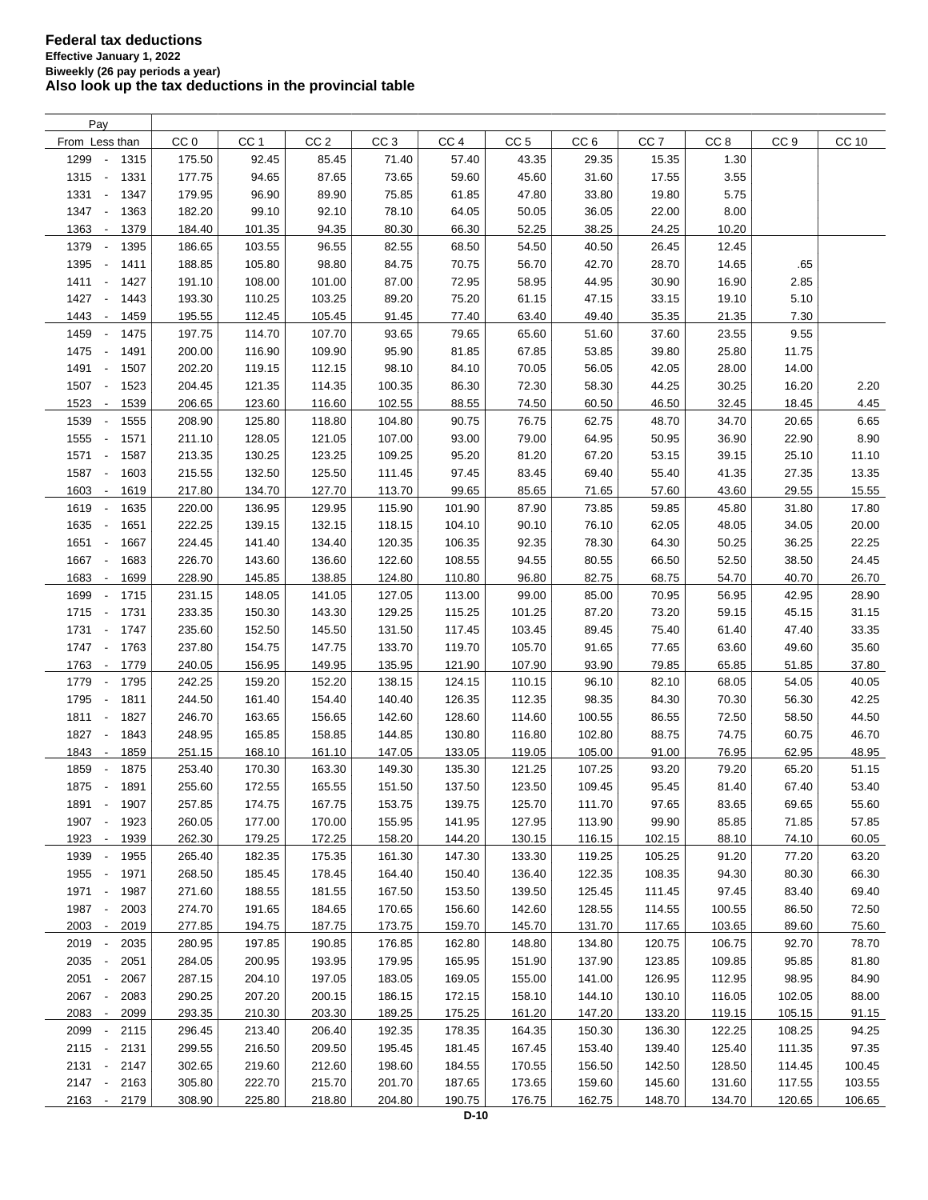# Federal tax deductions

**Effective January 1, 2022**

**Biweekly (26 pay periods a year)**

**Also look up the tax deductions in the provincial table**

| Pay From | Less than | CC 0 | CC 1 | CC 2 | CC 3 | CC 4 | CC 5 | CC 6 | CC 7 | CC 8 | CC 9 | CC 10 |
|---|---|---|---|---|---|---|---|---|---|---|---|---|
| 1299 | 1315 | 175.50 | 92.45 | 85.45 | 71.40 | 57.40 | 43.35 | 29.35 | 15.35 | 1.30 | | |
| 1315 | 1331 | 177.75 | 94.65 | 87.65 | 73.65 | 59.60 | 45.60 | 31.60 | 17.55 | 3.55 | | |
| 1331 | 1347 | 179.95 | 96.90 | 89.90 | 75.85 | 61.85 | 47.80 | 33.80 | 19.80 | 5.75 | | |
| 1347 | 1363 | 182.20 | 99.10 | 92.10 | 78.10 | 64.05 | 50.05 | 36.05 | 22.00 | 8.00 | | |
| 1363 | 1379 | 184.40 | 101.35 | 94.35 | 80.30 | 66.30 | 52.25 | 38.25 | 24.25 | 10.20 | | |
| 1379 | 1395 | 186.65 | 103.55 | 96.55 | 82.55 | 68.50 | 54.50 | 40.50 | 26.45 | 12.45 | | |
| 1395 | 1411 | 188.85 | 105.80 | 98.80 | 84.75 | 70.75 | 56.70 | 42.70 | 28.70 | 14.65 | .65 | |
| 1411 | 1427 | 191.10 | 108.00 | 101.00 | 87.00 | 72.95 | 58.95 | 44.95 | 30.90 | 16.90 | 2.85 | |
| 1427 | 1443 | 193.30 | 110.25 | 103.25 | 89.20 | 75.20 | 61.15 | 47.15 | 33.15 | 19.10 | 5.10 | |
| 1443 | 1459 | 195.55 | 112.45 | 105.45 | 91.45 | 77.40 | 63.40 | 49.40 | 35.35 | 21.35 | 7.30 | |
| 1459 | 1475 | 197.75 | 114.70 | 107.70 | 93.65 | 79.65 | 65.60 | 51.60 | 37.60 | 23.55 | 9.55 | |
| 1475 | 1491 | 200.00 | 116.90 | 109.90 | 95.90 | 81.85 | 67.85 | 53.85 | 39.80 | 25.80 | 11.75 | |
| 1491 | 1507 | 202.20 | 119.15 | 112.15 | 98.10 | 84.10 | 70.05 | 56.05 | 42.05 | 28.00 | 14.00 | |
| 1507 | 1523 | 204.45 | 121.35 | 114.35 | 100.35 | 86.30 | 72.30 | 58.30 | 44.25 | 30.25 | 16.20 | 2.20 |
| 1523 | 1539 | 206.65 | 123.60 | 116.60 | 102.55 | 88.55 | 74.50 | 60.50 | 46.50 | 32.45 | 18.45 | 4.45 |
| 1539 | 1555 | 208.90 | 125.80 | 118.80 | 104.80 | 90.75 | 76.75 | 62.75 | 48.70 | 34.70 | 20.65 | 6.65 |
| 1555 | 1571 | 211.10 | 128.05 | 121.05 | 107.00 | 93.00 | 79.00 | 64.95 | 50.95 | 36.90 | 22.90 | 8.90 |
| 1571 | 1587 | 213.35 | 130.25 | 123.25 | 109.25 | 95.20 | 81.20 | 67.20 | 53.15 | 39.15 | 25.10 | 11.10 |
| 1587 | 1603 | 215.55 | 132.50 | 125.50 | 111.45 | 97.45 | 83.45 | 69.40 | 55.40 | 41.35 | 27.35 | 13.35 |
| 1603 | 1619 | 217.80 | 134.70 | 127.70 | 113.70 | 99.65 | 85.65 | 71.65 | 57.60 | 43.60 | 29.55 | 15.55 |
| 1619 | 1635 | 220.00 | 136.95 | 129.95 | 115.90 | 101.90 | 87.90 | 73.85 | 59.85 | 45.80 | 31.80 | 17.80 |
| 1635 | 1651 | 222.25 | 139.15 | 132.15 | 118.15 | 104.10 | 90.10 | 76.10 | 62.05 | 48.05 | 34.05 | 20.00 |
| 1651 | 1667 | 224.45 | 141.40 | 134.40 | 120.35 | 106.35 | 92.35 | 78.30 | 64.30 | 50.25 | 36.25 | 22.25 |
| 1667 | 1683 | 226.70 | 143.60 | 136.60 | 122.60 | 108.55 | 94.55 | 80.55 | 66.50 | 52.50 | 38.50 | 24.45 |
| 1683 | 1699 | 228.90 | 145.85 | 138.85 | 124.80 | 110.80 | 96.80 | 82.75 | 68.75 | 54.70 | 40.70 | 26.70 |
| 1699 | 1715 | 231.15 | 148.05 | 141.05 | 127.05 | 113.00 | 99.00 | 85.00 | 70.95 | 56.95 | 42.95 | 28.90 |
| 1715 | 1731 | 233.35 | 150.30 | 143.30 | 129.25 | 115.25 | 101.25 | 87.20 | 73.20 | 59.15 | 45.15 | 31.15 |
| 1731 | 1747 | 235.60 | 152.50 | 145.50 | 131.50 | 117.45 | 103.45 | 89.45 | 75.40 | 61.40 | 47.40 | 33.35 |
| 1747 | 1763 | 237.80 | 154.75 | 147.75 | 133.70 | 119.70 | 105.70 | 91.65 | 77.65 | 63.60 | 49.60 | 35.60 |
| 1763 | 1779 | 240.05 | 156.95 | 149.95 | 135.95 | 121.90 | 107.90 | 93.90 | 79.85 | 65.85 | 51.85 | 37.80 |
| 1779 | 1795 | 242.25 | 159.20 | 152.20 | 138.15 | 124.15 | 110.15 | 96.10 | 82.10 | 68.05 | 54.05 | 40.05 |
| 1795 | 1811 | 244.50 | 161.40 | 154.40 | 140.40 | 126.35 | 112.35 | 98.35 | 84.30 | 70.30 | 56.30 | 42.25 |
| 1811 | 1827 | 246.70 | 163.65 | 156.65 | 142.60 | 128.60 | 114.60 | 100.55 | 86.55 | 72.50 | 58.50 | 44.50 |
| 1827 | 1843 | 248.95 | 165.85 | 158.85 | 144.85 | 130.80 | 116.80 | 102.80 | 88.75 | 74.75 | 60.75 | 46.70 |
| 1843 | 1859 | 251.15 | 168.10 | 161.10 | 147.05 | 133.05 | 119.05 | 105.00 | 91.00 | 76.95 | 62.95 | 48.95 |
| 1859 | 1875 | 253.40 | 170.30 | 163.30 | 149.30 | 135.30 | 121.25 | 107.25 | 93.20 | 79.20 | 65.20 | 51.15 |
| 1875 | 1891 | 255.60 | 172.55 | 165.55 | 151.50 | 137.50 | 123.50 | 109.45 | 95.45 | 81.40 | 67.40 | 53.40 |
| 1891 | 1907 | 257.85 | 174.75 | 167.75 | 153.75 | 139.75 | 125.70 | 111.70 | 97.65 | 83.65 | 69.65 | 55.60 |
| 1907 | 1923 | 260.05 | 177.00 | 170.00 | 155.95 | 141.95 | 127.95 | 113.90 | 99.90 | 85.85 | 71.85 | 57.85 |
| 1923 | 1939 | 262.30 | 179.25 | 172.25 | 158.20 | 144.20 | 130.15 | 116.15 | 102.15 | 88.10 | 74.10 | 60.05 |
| 1939 | 1955 | 265.40 | 182.35 | 175.35 | 161.30 | 147.30 | 133.30 | 119.25 | 105.25 | 91.20 | 77.20 | 63.20 |
| 1955 | 1971 | 268.50 | 185.45 | 178.45 | 164.40 | 150.40 | 136.40 | 122.35 | 108.35 | 94.30 | 80.30 | 66.30 |
| 1971 | 1987 | 271.60 | 188.55 | 181.55 | 167.50 | 153.50 | 139.50 | 125.45 | 111.45 | 97.45 | 83.40 | 69.40 |
| 1987 | 2003 | 274.70 | 191.65 | 184.65 | 170.65 | 156.60 | 142.60 | 128.55 | 114.55 | 100.55 | 86.50 | 72.50 |
| 2003 | 2019 | 277.85 | 194.75 | 187.75 | 173.75 | 159.70 | 145.70 | 131.70 | 117.65 | 103.65 | 89.60 | 75.60 |
| 2019 | 2035 | 280.95 | 197.85 | 190.85 | 176.85 | 162.80 | 148.80 | 134.80 | 120.75 | 106.75 | 92.70 | 78.70 |
| 2035 | 2051 | 284.05 | 200.95 | 193.95 | 179.95 | 165.95 | 151.90 | 137.90 | 123.85 | 109.85 | 95.85 | 81.80 |
| 2051 | 2067 | 287.15 | 204.10 | 197.05 | 183.05 | 169.05 | 155.00 | 141.00 | 126.95 | 112.95 | 98.95 | 84.90 |
| 2067 | 2083 | 290.25 | 207.20 | 200.15 | 186.15 | 172.15 | 158.10 | 144.10 | 130.10 | 116.05 | 102.05 | 88.00 |
| 2083 | 2099 | 293.35 | 210.30 | 203.30 | 189.25 | 175.25 | 161.20 | 147.20 | 133.20 | 119.15 | 105.15 | 91.15 |
| 2099 | 2115 | 296.45 | 213.40 | 206.40 | 192.35 | 178.35 | 164.35 | 150.30 | 136.30 | 122.25 | 108.25 | 94.25 |
| 2115 | 2131 | 299.55 | 216.50 | 209.50 | 195.45 | 181.45 | 167.45 | 153.40 | 139.40 | 125.40 | 111.35 | 97.35 |
| 2131 | 2147 | 302.65 | 219.60 | 212.60 | 198.60 | 184.55 | 170.55 | 156.50 | 142.50 | 128.50 | 114.45 | 100.45 |
| 2147 | 2163 | 305.80 | 222.70 | 215.70 | 201.70 | 187.65 | 173.65 | 159.60 | 145.60 | 131.60 | 117.55 | 103.55 |
| 2163 | 2179 | 308.90 | 225.80 | 218.80 | 204.80 | 190.75 | 176.75 | 162.75 | 148.70 | 134.70 | 120.65 | 106.65 |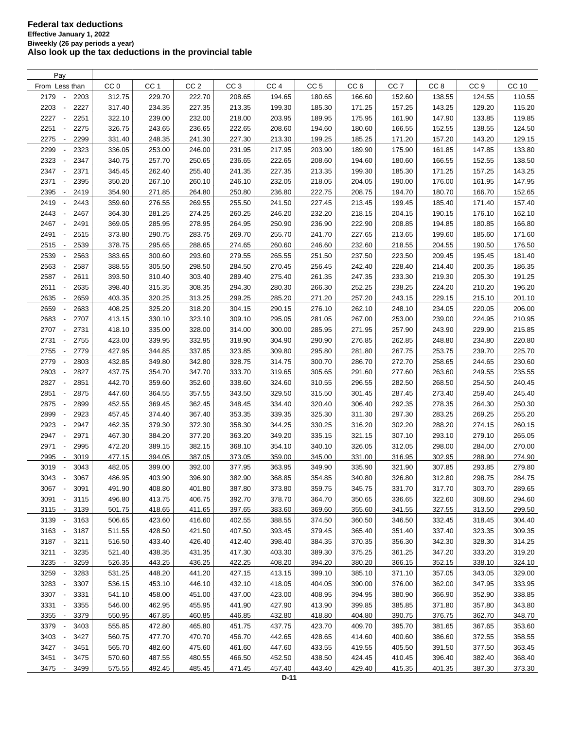**Federal tax deductions**
**Effective January 1, 2022**
**Biweekly (26 pay periods a year)**
**Also look up the tax deductions in the provincial table**

| Pay From - Less than | CC 0 | CC 1 | CC 2 | CC 3 | CC 4 | CC 5 | CC 6 | CC 7 | CC 8 | CC 9 | CC 10 |
|---|---|---|---|---|---|---|---|---|---|---|---|
| 2179 - 2203 | 312.75 | 229.70 | 222.70 | 208.65 | 194.65 | 180.65 | 166.60 | 152.60 | 138.55 | 124.55 | 110.55 |
| 2203 - 2227 | 317.40 | 234.35 | 227.35 | 213.35 | 199.30 | 185.30 | 171.25 | 157.25 | 143.25 | 129.20 | 115.20 |
| 2227 - 2251 | 322.10 | 239.00 | 232.00 | 218.00 | 203.95 | 189.95 | 175.95 | 161.90 | 147.90 | 133.85 | 119.85 |
| 2251 - 2275 | 326.75 | 243.65 | 236.65 | 222.65 | 208.60 | 194.60 | 180.60 | 166.55 | 152.55 | 138.55 | 124.50 |
| 2275 - 2299 | 331.40 | 248.35 | 241.30 | 227.30 | 213.30 | 199.25 | 185.25 | 171.20 | 157.20 | 143.20 | 129.15 |
| 2299 - 2323 | 336.05 | 253.00 | 246.00 | 231.95 | 217.95 | 203.90 | 189.90 | 175.90 | 161.85 | 147.85 | 133.80 |
| 2323 - 2347 | 340.75 | 257.70 | 250.65 | 236.65 | 222.65 | 208.60 | 194.60 | 180.60 | 166.55 | 152.55 | 138.50 |
| 2347 - 2371 | 345.45 | 262.40 | 255.40 | 241.35 | 227.35 | 213.35 | 199.30 | 185.30 | 171.25 | 157.25 | 143.25 |
| 2371 - 2395 | 350.20 | 267.10 | 260.10 | 246.10 | 232.05 | 218.05 | 204.05 | 190.00 | 176.00 | 161.95 | 147.95 |
| 2395 - 2419 | 354.90 | 271.85 | 264.80 | 250.80 | 236.80 | 222.75 | 208.75 | 194.70 | 180.70 | 166.70 | 152.65 |
| 2419 - 2443 | 359.60 | 276.55 | 269.55 | 255.50 | 241.50 | 227.45 | 213.45 | 199.45 | 185.40 | 171.40 | 157.40 |
| 2443 - 2467 | 364.30 | 281.25 | 274.25 | 260.25 | 246.20 | 232.20 | 218.15 | 204.15 | 190.15 | 176.10 | 162.10 |
| 2467 - 2491 | 369.05 | 285.95 | 278.95 | 264.95 | 250.90 | 236.90 | 222.90 | 208.85 | 194.85 | 180.85 | 166.80 |
| 2491 - 2515 | 373.80 | 290.75 | 283.75 | 269.70 | 255.70 | 241.70 | 227.65 | 213.65 | 199.60 | 185.60 | 171.60 |
| 2515 - 2539 | 378.75 | 295.65 | 288.65 | 274.65 | 260.60 | 246.60 | 232.60 | 218.55 | 204.55 | 190.50 | 176.50 |
| 2539 - 2563 | 383.65 | 300.60 | 293.60 | 279.55 | 265.55 | 251.50 | 237.50 | 223.50 | 209.45 | 195.45 | 181.40 |
| 2563 - 2587 | 388.55 | 305.50 | 298.50 | 284.50 | 270.45 | 256.45 | 242.40 | 228.40 | 214.40 | 200.35 | 186.35 |
| 2587 - 2611 | 393.50 | 310.40 | 303.40 | 289.40 | 275.40 | 261.35 | 247.35 | 233.30 | 219.30 | 205.30 | 191.25 |
| 2611 - 2635 | 398.40 | 315.35 | 308.35 | 294.30 | 280.30 | 266.30 | 252.25 | 238.25 | 224.20 | 210.20 | 196.20 |
| 2635 - 2659 | 403.35 | 320.25 | 313.25 | 299.25 | 285.20 | 271.20 | 257.20 | 243.15 | 229.15 | 215.10 | 201.10 |
| 2659 - 2683 | 408.25 | 325.20 | 318.20 | 304.15 | 290.15 | 276.10 | 262.10 | 248.10 | 234.05 | 220.05 | 206.00 |
| 2683 - 2707 | 413.15 | 330.10 | 323.10 | 309.10 | 295.05 | 281.05 | 267.00 | 253.00 | 239.00 | 224.95 | 210.95 |
| 2707 - 2731 | 418.10 | 335.00 | 328.00 | 314.00 | 300.00 | 285.95 | 271.95 | 257.90 | 243.90 | 229.90 | 215.85 |
| 2731 - 2755 | 423.00 | 339.95 | 332.95 | 318.90 | 304.90 | 290.90 | 276.85 | 262.85 | 248.80 | 234.80 | 220.80 |
| 2755 - 2779 | 427.95 | 344.85 | 337.85 | 323.85 | 309.80 | 295.80 | 281.80 | 267.75 | 253.75 | 239.70 | 225.70 |
| 2779 - 2803 | 432.85 | 349.80 | 342.80 | 328.75 | 314.75 | 300.70 | 286.70 | 272.70 | 258.65 | 244.65 | 230.60 |
| 2803 - 2827 | 437.75 | 354.70 | 347.70 | 333.70 | 319.65 | 305.65 | 291.60 | 277.60 | 263.60 | 249.55 | 235.55 |
| 2827 - 2851 | 442.70 | 359.60 | 352.60 | 338.60 | 324.60 | 310.55 | 296.55 | 282.50 | 268.50 | 254.50 | 240.45 |
| 2851 - 2875 | 447.60 | 364.55 | 357.55 | 343.50 | 329.50 | 315.50 | 301.45 | 287.45 | 273.40 | 259.40 | 245.40 |
| 2875 - 2899 | 452.55 | 369.45 | 362.45 | 348.45 | 334.40 | 320.40 | 306.40 | 292.35 | 278.35 | 264.30 | 250.30 |
| 2899 - 2923 | 457.45 | 374.40 | 367.40 | 353.35 | 339.35 | 325.30 | 311.30 | 297.30 | 283.25 | 269.25 | 255.20 |
| 2923 - 2947 | 462.35 | 379.30 | 372.30 | 358.30 | 344.25 | 330.25 | 316.20 | 302.20 | 288.20 | 274.15 | 260.15 |
| 2947 - 2971 | 467.30 | 384.20 | 377.20 | 363.20 | 349.20 | 335.15 | 321.15 | 307.10 | 293.10 | 279.10 | 265.05 |
| 2971 - 2995 | 472.20 | 389.15 | 382.15 | 368.10 | 354.10 | 340.10 | 326.05 | 312.05 | 298.00 | 284.00 | 270.00 |
| 2995 - 3019 | 477.15 | 394.05 | 387.05 | 373.05 | 359.00 | 345.00 | 331.00 | 316.95 | 302.95 | 288.90 | 274.90 |
| 3019 - 3043 | 482.05 | 399.00 | 392.00 | 377.95 | 363.95 | 349.90 | 335.90 | 321.90 | 307.85 | 293.85 | 279.80 |
| 3043 - 3067 | 486.95 | 403.90 | 396.90 | 382.90 | 368.85 | 354.85 | 340.80 | 326.80 | 312.80 | 298.75 | 284.75 |
| 3067 - 3091 | 491.90 | 408.80 | 401.80 | 387.80 | 373.80 | 359.75 | 345.75 | 331.70 | 317.70 | 303.70 | 289.65 |
| 3091 - 3115 | 496.80 | 413.75 | 406.75 | 392.70 | 378.70 | 364.70 | 350.65 | 336.65 | 322.60 | 308.60 | 294.60 |
| 3115 - 3139 | 501.75 | 418.65 | 411.65 | 397.65 | 383.60 | 369.60 | 355.60 | 341.55 | 327.55 | 313.50 | 299.50 |
| 3139 - 3163 | 506.65 | 423.60 | 416.60 | 402.55 | 388.55 | 374.50 | 360.50 | 346.50 | 332.45 | 318.45 | 304.40 |
| 3163 - 3187 | 511.55 | 428.50 | 421.50 | 407.50 | 393.45 | 379.45 | 365.40 | 351.40 | 337.40 | 323.35 | 309.35 |
| 3187 - 3211 | 516.50 | 433.40 | 426.40 | 412.40 | 398.40 | 384.35 | 370.35 | 356.30 | 342.30 | 328.30 | 314.25 |
| 3211 - 3235 | 521.40 | 438.35 | 431.35 | 417.30 | 403.30 | 389.30 | 375.25 | 361.25 | 347.20 | 333.20 | 319.20 |
| 3235 - 3259 | 526.35 | 443.25 | 436.25 | 422.25 | 408.20 | 394.20 | 380.20 | 366.15 | 352.15 | 338.10 | 324.10 |
| 3259 - 3283 | 531.25 | 448.20 | 441.20 | 427.15 | 413.15 | 399.10 | 385.10 | 371.10 | 357.05 | 343.05 | 329.00 |
| 3283 - 3307 | 536.15 | 453.10 | 446.10 | 432.10 | 418.05 | 404.05 | 390.00 | 376.00 | 362.00 | 347.95 | 333.95 |
| 3307 - 3331 | 541.10 | 458.00 | 451.00 | 437.00 | 423.00 | 408.95 | 394.95 | 380.90 | 366.90 | 352.90 | 338.85 |
| 3331 - 3355 | 546.00 | 462.95 | 455.95 | 441.90 | 427.90 | 413.90 | 399.85 | 385.85 | 371.80 | 357.80 | 343.80 |
| 3355 - 3379 | 550.95 | 467.85 | 460.85 | 446.85 | 432.80 | 418.80 | 404.80 | 390.75 | 376.75 | 362.70 | 348.70 |
| 3379 - 3403 | 555.85 | 472.80 | 465.80 | 451.75 | 437.75 | 423.70 | 409.70 | 395.70 | 381.65 | 367.65 | 353.60 |
| 3403 - 3427 | 560.75 | 477.70 | 470.70 | 456.70 | 442.65 | 428.65 | 414.60 | 400.60 | 386.60 | 372.55 | 358.55 |
| 3427 - 3451 | 565.70 | 482.60 | 475.60 | 461.60 | 447.60 | 433.55 | 419.55 | 405.50 | 391.50 | 377.50 | 363.45 |
| 3451 - 3475 | 570.60 | 487.55 | 480.55 | 466.50 | 452.50 | 438.50 | 424.45 | 410.45 | 396.40 | 382.40 | 368.40 |
| 3475 - 3499 | 575.55 | 492.45 | 485.45 | 471.45 | 457.40 | 443.40 | 429.40 | 415.35 | 401.35 | 387.30 | 373.30 |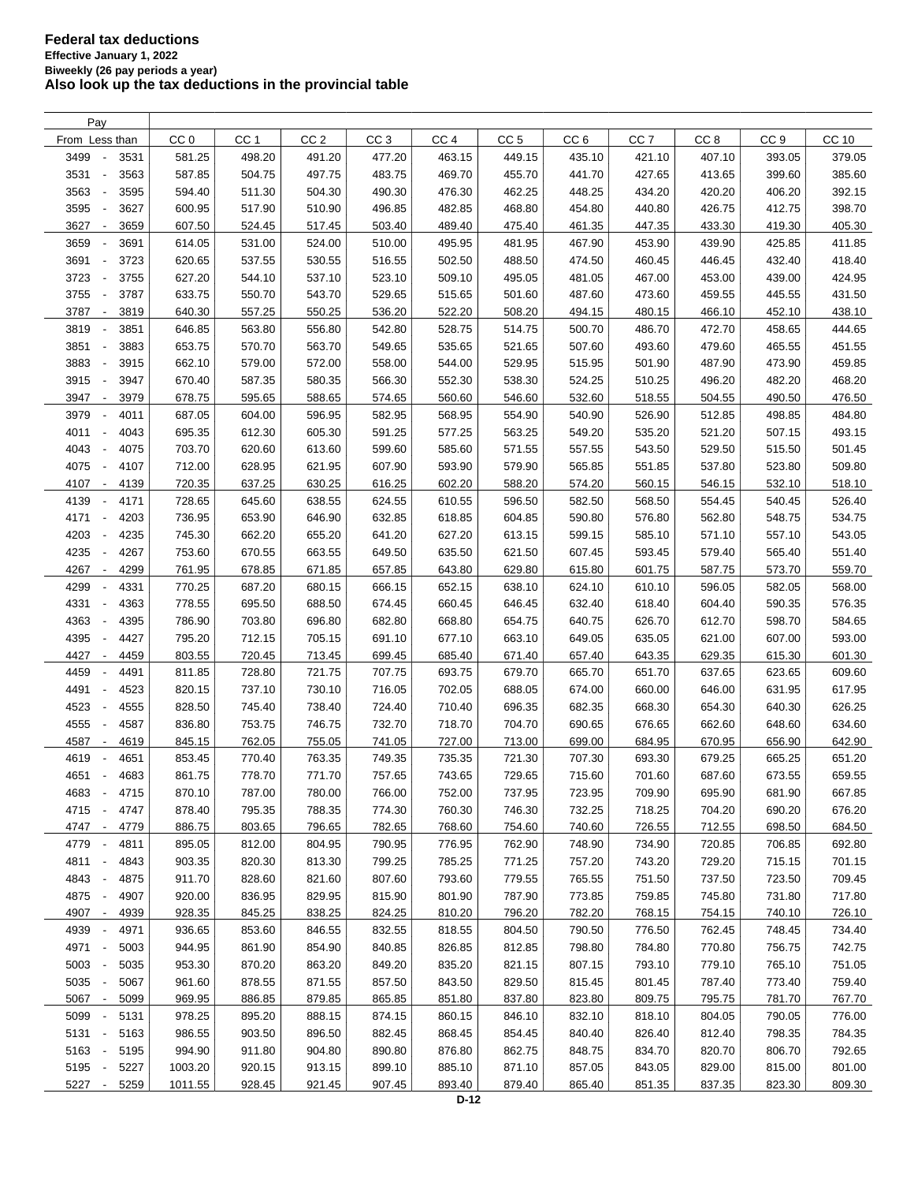# Federal tax deductions

**Effective January 1, 2022**

**Biweekly (26 pay periods a year)**

**Also look up the tax deductions in the provincial table**

| Pay From | Pay Less than | CC 0 | CC 1 | CC 2 | CC 3 | CC 4 | CC 5 | CC 6 | CC 7 | CC 8 | CC 9 | CC 10 |
|---|---|---|---|---|---|---|---|---|---|---|---|---|
| 3499 | 3531 | 581.25 | 498.20 | 491.20 | 477.20 | 463.15 | 449.15 | 435.10 | 421.10 | 407.10 | 393.05 | 379.05 |
| 3531 | 3563 | 587.85 | 504.75 | 497.75 | 483.75 | 469.70 | 455.70 | 441.70 | 427.65 | 413.65 | 399.60 | 385.60 |
| 3563 | 3595 | 594.40 | 511.30 | 504.30 | 490.30 | 476.30 | 462.25 | 448.25 | 434.20 | 420.20 | 406.20 | 392.15 |
| 3595 | 3627 | 600.95 | 517.90 | 510.90 | 496.85 | 482.85 | 468.80 | 454.80 | 440.80 | 426.75 | 412.75 | 398.70 |
| 3627 | 3659 | 607.50 | 524.45 | 517.45 | 503.40 | 489.40 | 475.40 | 461.35 | 447.35 | 433.30 | 419.30 | 405.30 |
| 3659 | 3691 | 614.05 | 531.00 | 524.00 | 510.00 | 495.95 | 481.95 | 467.90 | 453.90 | 439.90 | 425.85 | 411.85 |
| 3691 | 3723 | 620.65 | 537.55 | 530.55 | 516.55 | 502.50 | 488.50 | 474.50 | 460.45 | 446.45 | 432.40 | 418.40 |
| 3723 | 3755 | 627.20 | 544.10 | 537.10 | 523.10 | 509.10 | 495.05 | 481.05 | 467.00 | 453.00 | 439.00 | 424.95 |
| 3755 | 3787 | 633.75 | 550.70 | 543.70 | 529.65 | 515.65 | 501.60 | 487.60 | 473.60 | 459.55 | 445.55 | 431.50 |
| 3787 | 3819 | 640.30 | 557.25 | 550.25 | 536.20 | 522.20 | 508.20 | 494.15 | 480.15 | 466.10 | 452.10 | 438.10 |
| 3819 | 3851 | 646.85 | 563.80 | 556.80 | 542.80 | 528.75 | 514.75 | 500.70 | 486.70 | 472.70 | 458.65 | 444.65 |
| 3851 | 3883 | 653.75 | 570.70 | 563.70 | 549.65 | 535.65 | 521.65 | 507.60 | 493.60 | 479.60 | 465.55 | 451.55 |
| 3883 | 3915 | 662.10 | 579.00 | 572.00 | 558.00 | 544.00 | 529.95 | 515.95 | 501.90 | 487.90 | 473.90 | 459.85 |
| 3915 | 3947 | 670.40 | 587.35 | 580.35 | 566.30 | 552.30 | 538.30 | 524.25 | 510.25 | 496.20 | 482.20 | 468.20 |
| 3947 | 3979 | 678.75 | 595.65 | 588.65 | 574.65 | 560.60 | 546.60 | 532.60 | 518.55 | 504.55 | 490.50 | 476.50 |
| 3979 | 4011 | 687.05 | 604.00 | 596.95 | 582.95 | 568.95 | 554.90 | 540.90 | 526.90 | 512.85 | 498.85 | 484.80 |
| 4011 | 4043 | 695.35 | 612.30 | 605.30 | 591.25 | 577.25 | 563.25 | 549.20 | 535.20 | 521.20 | 507.15 | 493.15 |
| 4043 | 4075 | 703.70 | 620.60 | 613.60 | 599.60 | 585.60 | 571.55 | 557.55 | 543.50 | 529.50 | 515.50 | 501.45 |
| 4075 | 4107 | 712.00 | 628.95 | 621.95 | 607.90 | 593.90 | 579.90 | 565.85 | 551.85 | 537.80 | 523.80 | 509.80 |
| 4107 | 4139 | 720.35 | 637.25 | 630.25 | 616.25 | 602.20 | 588.20 | 574.20 | 560.15 | 546.15 | 532.10 | 518.10 |
| 4139 | 4171 | 728.65 | 645.60 | 638.55 | 624.55 | 610.55 | 596.50 | 582.50 | 568.50 | 554.45 | 540.45 | 526.40 |
| 4171 | 4203 | 736.95 | 653.90 | 646.90 | 632.85 | 618.85 | 604.85 | 590.80 | 576.80 | 562.80 | 548.75 | 534.75 |
| 4203 | 4235 | 745.30 | 662.20 | 655.20 | 641.20 | 627.20 | 613.15 | 599.15 | 585.10 | 571.10 | 557.10 | 543.05 |
| 4235 | 4267 | 753.60 | 670.55 | 663.55 | 649.50 | 635.50 | 621.50 | 607.45 | 593.45 | 579.40 | 565.40 | 551.40 |
| 4267 | 4299 | 761.95 | 678.85 | 671.85 | 657.85 | 643.80 | 629.80 | 615.80 | 601.75 | 587.75 | 573.70 | 559.70 |
| 4299 | 4331 | 770.25 | 687.20 | 680.15 | 666.15 | 652.15 | 638.10 | 624.10 | 610.10 | 596.05 | 582.05 | 568.00 |
| 4331 | 4363 | 778.55 | 695.50 | 688.50 | 674.45 | 660.45 | 646.45 | 632.40 | 618.40 | 604.40 | 590.35 | 576.35 |
| 4363 | 4395 | 786.90 | 703.80 | 696.80 | 682.80 | 668.80 | 654.75 | 640.75 | 626.70 | 612.70 | 598.70 | 584.65 |
| 4395 | 4427 | 795.20 | 712.15 | 705.15 | 691.10 | 677.10 | 663.10 | 649.05 | 635.05 | 621.00 | 607.00 | 593.00 |
| 4427 | 4459 | 803.55 | 720.45 | 713.45 | 699.45 | 685.40 | 671.40 | 657.40 | 643.35 | 629.35 | 615.30 | 601.30 |
| 4459 | 4491 | 811.85 | 728.80 | 721.75 | 707.75 | 693.75 | 679.70 | 665.70 | 651.70 | 637.65 | 623.65 | 609.60 |
| 4491 | 4523 | 820.15 | 737.10 | 730.10 | 716.05 | 702.05 | 688.05 | 674.00 | 660.00 | 646.00 | 631.95 | 617.95 |
| 4523 | 4555 | 828.50 | 745.40 | 738.40 | 724.40 | 710.40 | 696.35 | 682.35 | 668.30 | 654.30 | 640.30 | 626.25 |
| 4555 | 4587 | 836.80 | 753.75 | 746.75 | 732.70 | 718.70 | 704.70 | 690.65 | 676.65 | 662.60 | 648.60 | 634.60 |
| 4587 | 4619 | 845.15 | 762.05 | 755.05 | 741.05 | 727.00 | 713.00 | 699.00 | 684.95 | 670.95 | 656.90 | 642.90 |
| 4619 | 4651 | 853.45 | 770.40 | 763.35 | 749.35 | 735.35 | 721.30 | 707.30 | 693.30 | 679.25 | 665.25 | 651.20 |
| 4651 | 4683 | 861.75 | 778.70 | 771.70 | 757.65 | 743.65 | 729.65 | 715.60 | 701.60 | 687.60 | 673.55 | 659.55 |
| 4683 | 4715 | 870.10 | 787.00 | 780.00 | 766.00 | 752.00 | 737.95 | 723.95 | 709.90 | 695.90 | 681.90 | 667.85 |
| 4715 | 4747 | 878.40 | 795.35 | 788.35 | 774.30 | 760.30 | 746.30 | 732.25 | 718.25 | 704.20 | 690.20 | 676.20 |
| 4747 | 4779 | 886.75 | 803.65 | 796.65 | 782.65 | 768.60 | 754.60 | 740.60 | 726.55 | 712.55 | 698.50 | 684.50 |
| 4779 | 4811 | 895.05 | 812.00 | 804.95 | 790.95 | 776.95 | 762.90 | 748.90 | 734.90 | 720.85 | 706.85 | 692.80 |
| 4811 | 4843 | 903.35 | 820.30 | 813.30 | 799.25 | 785.25 | 771.25 | 757.20 | 743.20 | 729.20 | 715.15 | 701.15 |
| 4843 | 4875 | 911.70 | 828.60 | 821.60 | 807.60 | 793.60 | 779.55 | 765.55 | 751.50 | 737.50 | 723.50 | 709.45 |
| 4875 | 4907 | 920.00 | 836.95 | 829.95 | 815.90 | 801.90 | 787.90 | 773.85 | 759.85 | 745.80 | 731.80 | 717.80 |
| 4907 | 4939 | 928.35 | 845.25 | 838.25 | 824.25 | 810.20 | 796.20 | 782.20 | 768.15 | 754.15 | 740.10 | 726.10 |
| 4939 | 4971 | 936.65 | 853.60 | 846.55 | 832.55 | 818.55 | 804.50 | 790.50 | 776.50 | 762.45 | 748.45 | 734.40 |
| 4971 | 5003 | 944.95 | 861.90 | 854.90 | 840.85 | 826.85 | 812.85 | 798.80 | 784.80 | 770.80 | 756.75 | 742.75 |
| 5003 | 5035 | 953.30 | 870.20 | 863.20 | 849.20 | 835.20 | 821.15 | 807.15 | 793.10 | 779.10 | 765.10 | 751.05 |
| 5035 | 5067 | 961.60 | 878.55 | 871.55 | 857.50 | 843.50 | 829.50 | 815.45 | 801.45 | 787.40 | 773.40 | 759.40 |
| 5067 | 5099 | 969.95 | 886.85 | 879.85 | 865.85 | 851.80 | 837.80 | 823.80 | 809.75 | 795.75 | 781.70 | 767.70 |
| 5099 | 5131 | 978.25 | 895.20 | 888.15 | 874.15 | 860.15 | 846.10 | 832.10 | 818.10 | 804.05 | 790.05 | 776.00 |
| 5131 | 5163 | 986.55 | 903.50 | 896.50 | 882.45 | 868.45 | 854.45 | 840.40 | 826.40 | 812.40 | 798.35 | 784.35 |
| 5163 | 5195 | 994.90 | 911.80 | 904.80 | 890.80 | 876.80 | 862.75 | 848.75 | 834.70 | 820.70 | 806.70 | 792.65 |
| 5195 | 5227 | 1003.20 | 920.15 | 913.15 | 899.10 | 885.10 | 871.10 | 857.05 | 843.05 | 829.00 | 815.00 | 801.00 |
| 5227 | 5259 | 1011.55 | 928.45 | 921.45 | 907.45 | 893.40 | 879.40 | 865.40 | 851.35 | 837.35 | 823.30 | 809.30 |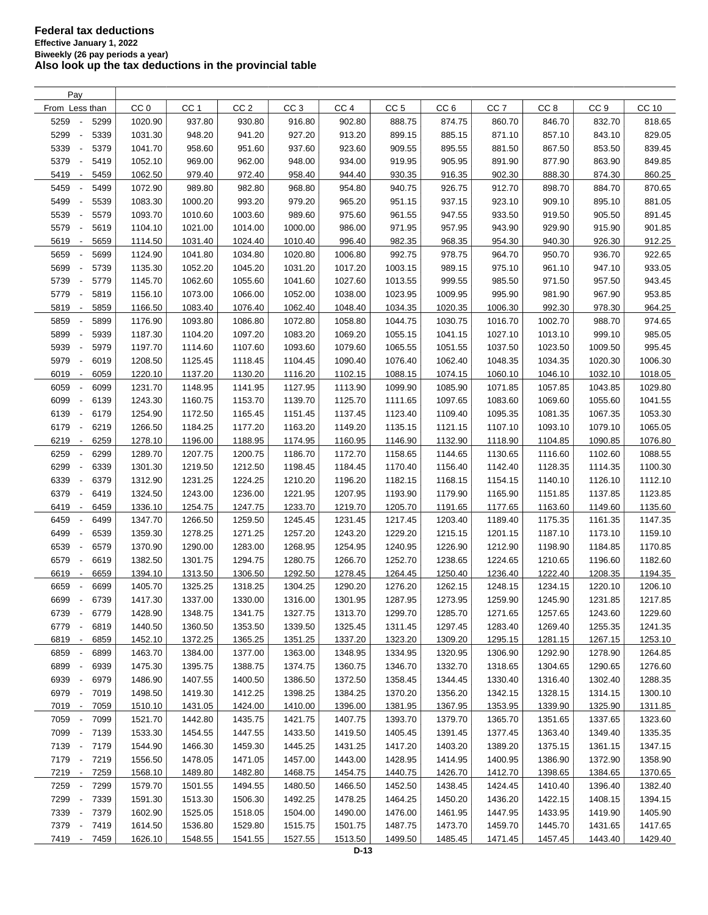# Federal tax deductions

**Effective January 1, 2022**

**Biweekly (26 pay periods a year)**

**Also look up the tax deductions in the provincial table**

| Pay From | Less than | CC 0 | CC 1 | CC 2 | CC 3 | CC 4 | CC 5 | CC 6 | CC 7 | CC 8 | CC 9 | CC 10 |
|---|---|---|---|---|---|---|---|---|---|---|---|---|
| 5259 | 5299 | 1020.90 | 937.80 | 930.80 | 916.80 | 902.80 | 888.75 | 874.75 | 860.70 | 846.70 | 832.70 | 818.65 |
| 5299 | 5339 | 1031.30 | 948.20 | 941.20 | 927.20 | 913.20 | 899.15 | 885.15 | 871.10 | 857.10 | 843.10 | 829.05 |
| 5339 | 5379 | 1041.70 | 958.60 | 951.60 | 937.60 | 923.60 | 909.55 | 895.55 | 881.50 | 867.50 | 853.50 | 839.45 |
| 5379 | 5419 | 1052.10 | 969.00 | 962.00 | 948.00 | 934.00 | 919.95 | 905.95 | 891.90 | 877.90 | 863.90 | 849.85 |
| 5419 | 5459 | 1062.50 | 979.40 | 972.40 | 958.40 | 944.40 | 930.35 | 916.35 | 902.30 | 888.30 | 874.30 | 860.25 |
| 5459 | 5499 | 1072.90 | 989.80 | 982.80 | 968.80 | 954.80 | 940.75 | 926.75 | 912.70 | 898.70 | 884.70 | 870.65 |
| 5499 | 5539 | 1083.30 | 1000.20 | 993.20 | 979.20 | 965.20 | 951.15 | 937.15 | 923.10 | 909.10 | 895.10 | 881.05 |
| 5539 | 5579 | 1093.70 | 1010.60 | 1003.60 | 989.60 | 975.60 | 961.55 | 947.55 | 933.50 | 919.50 | 905.50 | 891.45 |
| 5579 | 5619 | 1104.10 | 1021.00 | 1014.00 | 1000.00 | 986.00 | 971.95 | 957.95 | 943.90 | 929.90 | 915.90 | 901.85 |
| 5619 | 5659 | 1114.50 | 1031.40 | 1024.40 | 1010.40 | 996.40 | 982.35 | 968.35 | 954.30 | 940.30 | 926.30 | 912.25 |
| 5659 | 5699 | 1124.90 | 1041.80 | 1034.80 | 1020.80 | 1006.80 | 992.75 | 978.75 | 964.70 | 950.70 | 936.70 | 922.65 |
| 5699 | 5739 | 1135.30 | 1052.20 | 1045.20 | 1031.20 | 1017.20 | 1003.15 | 989.15 | 975.10 | 961.10 | 947.10 | 933.05 |
| 5739 | 5779 | 1145.70 | 1062.60 | 1055.60 | 1041.60 | 1027.60 | 1013.55 | 999.55 | 985.50 | 971.50 | 957.50 | 943.45 |
| 5779 | 5819 | 1156.10 | 1073.00 | 1066.00 | 1052.00 | 1038.00 | 1023.95 | 1009.95 | 995.90 | 981.90 | 967.90 | 953.85 |
| 5819 | 5859 | 1166.50 | 1083.40 | 1076.40 | 1062.40 | 1048.40 | 1034.35 | 1020.35 | 1006.30 | 992.30 | 978.30 | 964.25 |
| 5859 | 5899 | 1176.90 | 1093.80 | 1086.80 | 1072.80 | 1058.80 | 1044.75 | 1030.75 | 1016.70 | 1002.70 | 988.70 | 974.65 |
| 5899 | 5939 | 1187.30 | 1104.20 | 1097.20 | 1083.20 | 1069.20 | 1055.15 | 1041.15 | 1027.10 | 1013.10 | 999.10 | 985.05 |
| 5939 | 5979 | 1197.70 | 1114.60 | 1107.60 | 1093.60 | 1079.60 | 1065.55 | 1051.55 | 1037.50 | 1023.50 | 1009.50 | 995.45 |
| 5979 | 6019 | 1208.50 | 1125.45 | 1118.45 | 1104.45 | 1090.40 | 1076.40 | 1062.40 | 1048.35 | 1034.35 | 1020.30 | 1006.30 |
| 6019 | 6059 | 1220.10 | 1137.20 | 1130.20 | 1116.20 | 1102.15 | 1088.15 | 1074.15 | 1060.10 | 1046.10 | 1032.10 | 1018.05 |
| 6059 | 6099 | 1231.70 | 1148.95 | 1141.95 | 1127.95 | 1113.90 | 1099.90 | 1085.90 | 1071.85 | 1057.85 | 1043.85 | 1029.80 |
| 6099 | 6139 | 1243.30 | 1160.75 | 1153.70 | 1139.70 | 1125.70 | 1111.65 | 1097.65 | 1083.60 | 1069.60 | 1055.60 | 1041.55 |
| 6139 | 6179 | 1254.90 | 1172.50 | 1165.45 | 1151.45 | 1137.45 | 1123.40 | 1109.40 | 1095.35 | 1081.35 | 1067.35 | 1053.30 |
| 6179 | 6219 | 1266.50 | 1184.25 | 1177.20 | 1163.20 | 1149.20 | 1135.15 | 1121.15 | 1107.10 | 1093.10 | 1079.10 | 1065.05 |
| 6219 | 6259 | 1278.10 | 1196.00 | 1188.95 | 1174.95 | 1160.95 | 1146.90 | 1132.90 | 1118.90 | 1104.85 | 1090.85 | 1076.80 |
| 6259 | 6299 | 1289.70 | 1207.75 | 1200.75 | 1186.70 | 1172.70 | 1158.65 | 1144.65 | 1130.65 | 1116.60 | 1102.60 | 1088.55 |
| 6299 | 6339 | 1301.30 | 1219.50 | 1212.50 | 1198.45 | 1184.45 | 1170.40 | 1156.40 | 1142.40 | 1128.35 | 1114.35 | 1100.30 |
| 6339 | 6379 | 1312.90 | 1231.25 | 1224.25 | 1210.20 | 1196.20 | 1182.15 | 1168.15 | 1154.15 | 1140.10 | 1126.10 | 1112.10 |
| 6379 | 6419 | 1324.50 | 1243.00 | 1236.00 | 1221.95 | 1207.95 | 1193.90 | 1179.90 | 1165.90 | 1151.85 | 1137.85 | 1123.85 |
| 6419 | 6459 | 1336.10 | 1254.75 | 1247.75 | 1233.70 | 1219.70 | 1205.70 | 1191.65 | 1177.65 | 1163.60 | 1149.60 | 1135.60 |
| 6459 | 6499 | 1347.70 | 1266.50 | 1259.50 | 1245.45 | 1231.45 | 1217.45 | 1203.40 | 1189.40 | 1175.35 | 1161.35 | 1147.35 |
| 6499 | 6539 | 1359.30 | 1278.25 | 1271.25 | 1257.20 | 1243.20 | 1229.20 | 1215.15 | 1201.15 | 1187.10 | 1173.10 | 1159.10 |
| 6539 | 6579 | 1370.90 | 1290.00 | 1283.00 | 1268.95 | 1254.95 | 1240.95 | 1226.90 | 1212.90 | 1198.90 | 1184.85 | 1170.85 |
| 6579 | 6619 | 1382.50 | 1301.75 | 1294.75 | 1280.75 | 1266.70 | 1252.70 | 1238.65 | 1224.65 | 1210.65 | 1196.60 | 1182.60 |
| 6619 | 6659 | 1394.10 | 1313.50 | 1306.50 | 1292.50 | 1278.45 | 1264.45 | 1250.40 | 1236.40 | 1222.40 | 1208.35 | 1194.35 |
| 6659 | 6699 | 1405.70 | 1325.25 | 1318.25 | 1304.25 | 1290.20 | 1276.20 | 1262.15 | 1248.15 | 1234.15 | 1220.10 | 1206.10 |
| 6699 | 6739 | 1417.30 | 1337.00 | 1330.00 | 1316.00 | 1301.95 | 1287.95 | 1273.95 | 1259.90 | 1245.90 | 1231.85 | 1217.85 |
| 6739 | 6779 | 1428.90 | 1348.75 | 1341.75 | 1327.75 | 1313.70 | 1299.70 | 1285.70 | 1271.65 | 1257.65 | 1243.60 | 1229.60 |
| 6779 | 6819 | 1440.50 | 1360.50 | 1353.50 | 1339.50 | 1325.45 | 1311.45 | 1297.45 | 1283.40 | 1269.40 | 1255.35 | 1241.35 |
| 6819 | 6859 | 1452.10 | 1372.25 | 1365.25 | 1351.25 | 1337.20 | 1323.20 | 1309.20 | 1295.15 | 1281.15 | 1267.15 | 1253.10 |
| 6859 | 6899 | 1463.70 | 1384.00 | 1377.00 | 1363.00 | 1348.95 | 1334.95 | 1320.95 | 1306.90 | 1292.90 | 1278.90 | 1264.85 |
| 6899 | 6939 | 1475.30 | 1395.75 | 1388.75 | 1374.75 | 1360.75 | 1346.70 | 1332.70 | 1318.65 | 1304.65 | 1290.65 | 1276.60 |
| 6939 | 6979 | 1486.90 | 1407.55 | 1400.50 | 1386.50 | 1372.50 | 1358.45 | 1344.45 | 1330.40 | 1316.40 | 1302.40 | 1288.35 |
| 6979 | 7019 | 1498.50 | 1419.30 | 1412.25 | 1398.25 | 1384.25 | 1370.20 | 1356.20 | 1342.15 | 1328.15 | 1314.15 | 1300.10 |
| 7019 | 7059 | 1510.10 | 1431.05 | 1424.00 | 1410.00 | 1396.00 | 1381.95 | 1367.95 | 1353.95 | 1339.90 | 1325.90 | 1311.85 |
| 7059 | 7099 | 1521.70 | 1442.80 | 1435.75 | 1421.75 | 1407.75 | 1393.70 | 1379.70 | 1365.70 | 1351.65 | 1337.65 | 1323.60 |
| 7099 | 7139 | 1533.30 | 1454.55 | 1447.55 | 1433.50 | 1419.50 | 1405.45 | 1391.45 | 1377.45 | 1363.40 | 1349.40 | 1335.35 |
| 7139 | 7179 | 1544.90 | 1466.30 | 1459.30 | 1445.25 | 1431.25 | 1417.20 | 1403.20 | 1389.20 | 1375.15 | 1361.15 | 1347.15 |
| 7179 | 7219 | 1556.50 | 1478.05 | 1471.05 | 1457.00 | 1443.00 | 1428.95 | 1414.95 | 1400.95 | 1386.90 | 1372.90 | 1358.90 |
| 7219 | 7259 | 1568.10 | 1489.80 | 1482.80 | 1468.75 | 1454.75 | 1440.75 | 1426.70 | 1412.70 | 1398.65 | 1384.65 | 1370.65 |
| 7259 | 7299 | 1579.70 | 1501.55 | 1494.55 | 1480.50 | 1466.50 | 1452.50 | 1438.45 | 1424.45 | 1410.40 | 1396.40 | 1382.40 |
| 7299 | 7339 | 1591.30 | 1513.30 | 1506.30 | 1492.25 | 1478.25 | 1464.25 | 1450.20 | 1436.20 | 1422.15 | 1408.15 | 1394.15 |
| 7339 | 7379 | 1602.90 | 1525.05 | 1518.05 | 1504.00 | 1490.00 | 1476.00 | 1461.95 | 1447.95 | 1433.95 | 1419.90 | 1405.90 |
| 7379 | 7419 | 1614.50 | 1536.80 | 1529.80 | 1515.75 | 1501.75 | 1487.75 | 1473.70 | 1459.70 | 1445.70 | 1431.65 | 1417.65 |
| 7419 | 7459 | 1626.10 | 1548.55 | 1541.55 | 1527.55 | 1513.50 | 1499.50 | 1485.45 | 1471.45 | 1457.45 | 1443.40 | 1429.40 |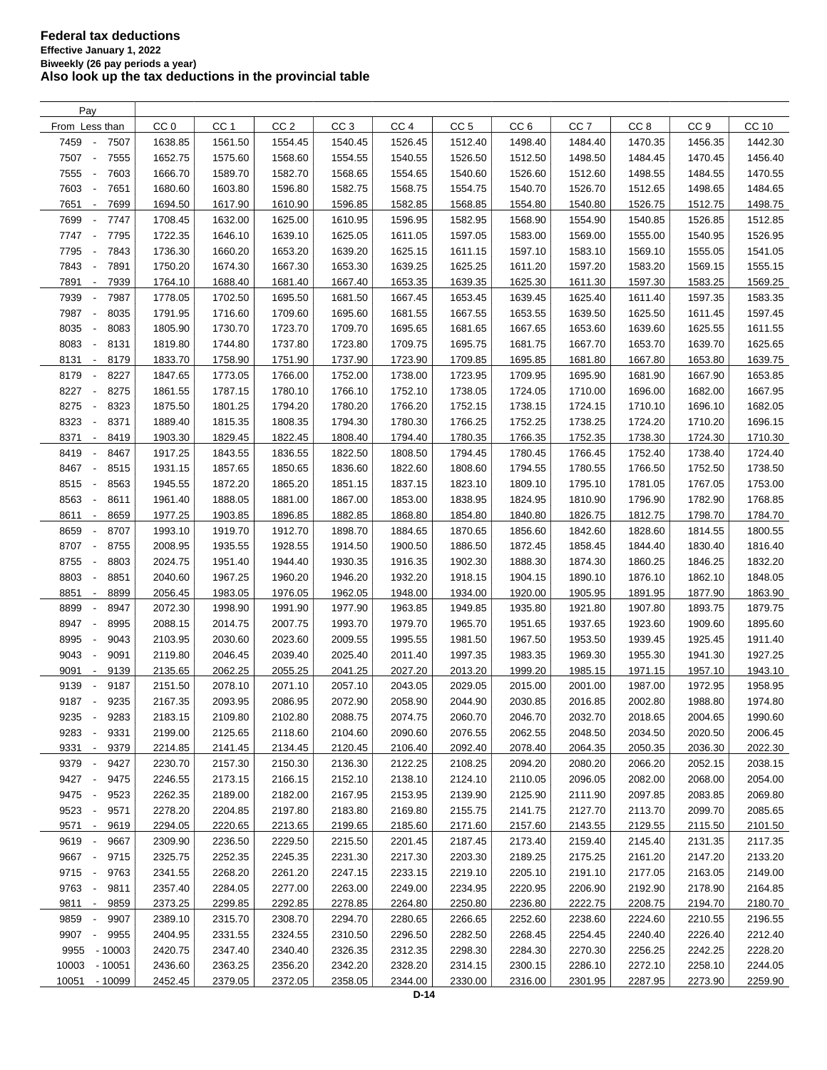**Federal tax deductions**
**Effective January 1, 2022**
**Biweekly (26 pay periods a year)**
**Also look up the tax deductions in the provincial table**

| Pay From | Pay Less than | CC 0 | CC 1 | CC 2 | CC 3 | CC 4 | CC 5 | CC 6 | CC 7 | CC 8 | CC 9 | CC 10 |
|---|---|---|---|---|---|---|---|---|---|---|---|---|
| 7459 | 7507 | 1638.85 | 1561.50 | 1554.45 | 1540.45 | 1526.45 | 1512.40 | 1498.40 | 1484.40 | 1470.35 | 1456.35 | 1442.30 |
| 7507 | 7555 | 1652.75 | 1575.60 | 1568.60 | 1554.55 | 1540.55 | 1526.50 | 1512.50 | 1498.50 | 1484.45 | 1470.45 | 1456.40 |
| 7555 | 7603 | 1666.70 | 1589.70 | 1582.70 | 1568.65 | 1554.65 | 1540.60 | 1526.60 | 1512.60 | 1498.55 | 1484.55 | 1470.55 |
| 7603 | 7651 | 1680.60 | 1603.80 | 1596.80 | 1582.75 | 1568.75 | 1554.75 | 1540.70 | 1526.70 | 1512.65 | 1498.65 | 1484.65 |
| 7651 | 7699 | 1694.50 | 1617.90 | 1610.90 | 1596.85 | 1582.85 | 1568.85 | 1554.80 | 1540.80 | 1526.75 | 1512.75 | 1498.75 |
| 7699 | 7747 | 1708.45 | 1632.00 | 1625.00 | 1610.95 | 1596.95 | 1582.95 | 1568.90 | 1554.90 | 1540.85 | 1526.85 | 1512.85 |
| 7747 | 7795 | 1722.35 | 1646.10 | 1639.10 | 1625.05 | 1611.05 | 1597.05 | 1583.00 | 1569.00 | 1555.00 | 1540.95 | 1526.95 |
| 7795 | 7843 | 1736.30 | 1660.20 | 1653.20 | 1639.20 | 1625.15 | 1611.15 | 1597.10 | 1583.10 | 1569.10 | 1555.05 | 1541.05 |
| 7843 | 7891 | 1750.20 | 1674.30 | 1667.30 | 1653.30 | 1639.25 | 1625.25 | 1611.20 | 1597.20 | 1583.20 | 1569.15 | 1555.15 |
| 7891 | 7939 | 1764.10 | 1688.40 | 1681.40 | 1667.40 | 1653.35 | 1639.35 | 1625.30 | 1611.30 | 1597.30 | 1583.25 | 1569.25 |
| 7939 | 7987 | 1778.05 | 1702.50 | 1695.50 | 1681.50 | 1667.45 | 1653.45 | 1639.45 | 1625.40 | 1611.40 | 1597.35 | 1583.35 |
| 7987 | 8035 | 1791.95 | 1716.60 | 1709.60 | 1695.60 | 1681.55 | 1667.55 | 1653.55 | 1639.50 | 1625.50 | 1611.45 | 1597.45 |
| 8035 | 8083 | 1805.90 | 1730.70 | 1723.70 | 1709.70 | 1695.65 | 1681.65 | 1667.65 | 1653.60 | 1639.60 | 1625.55 | 1611.55 |
| 8083 | 8131 | 1819.80 | 1744.80 | 1737.80 | 1723.80 | 1709.75 | 1695.75 | 1681.75 | 1667.70 | 1653.70 | 1639.70 | 1625.65 |
| 8131 | 8179 | 1833.70 | 1758.90 | 1751.90 | 1737.90 | 1723.90 | 1709.85 | 1695.85 | 1681.80 | 1667.80 | 1653.80 | 1639.75 |
| 8179 | 8227 | 1847.65 | 1773.05 | 1766.00 | 1752.00 | 1738.00 | 1723.95 | 1709.95 | 1695.90 | 1681.90 | 1667.90 | 1653.85 |
| 8227 | 8275 | 1861.55 | 1787.15 | 1780.10 | 1766.10 | 1752.10 | 1738.05 | 1724.05 | 1710.00 | 1696.00 | 1682.00 | 1667.95 |
| 8275 | 8323 | 1875.50 | 1801.25 | 1794.20 | 1780.20 | 1766.20 | 1752.15 | 1738.15 | 1724.15 | 1710.10 | 1696.10 | 1682.05 |
| 8323 | 8371 | 1889.40 | 1815.35 | 1808.35 | 1794.30 | 1780.30 | 1766.25 | 1752.25 | 1738.25 | 1724.20 | 1710.20 | 1696.15 |
| 8371 | 8419 | 1903.30 | 1829.45 | 1822.45 | 1808.40 | 1794.40 | 1780.35 | 1766.35 | 1752.35 | 1738.30 | 1724.30 | 1710.30 |
| 8419 | 8467 | 1917.25 | 1843.55 | 1836.55 | 1822.50 | 1808.50 | 1794.45 | 1780.45 | 1766.45 | 1752.40 | 1738.40 | 1724.40 |
| 8467 | 8515 | 1931.15 | 1857.65 | 1850.65 | 1836.60 | 1822.60 | 1808.60 | 1794.55 | 1780.55 | 1766.50 | 1752.50 | 1738.50 |
| 8515 | 8563 | 1945.55 | 1872.20 | 1865.20 | 1851.15 | 1837.15 | 1823.10 | 1809.10 | 1795.10 | 1781.05 | 1767.05 | 1753.00 |
| 8563 | 8611 | 1961.40 | 1888.05 | 1881.00 | 1867.00 | 1853.00 | 1838.95 | 1824.95 | 1810.90 | 1796.90 | 1782.90 | 1768.85 |
| 8611 | 8659 | 1977.25 | 1903.85 | 1896.85 | 1882.85 | 1868.80 | 1854.80 | 1840.80 | 1826.75 | 1812.75 | 1798.70 | 1784.70 |
| 8659 | 8707 | 1993.10 | 1919.70 | 1912.70 | 1898.70 | 1884.65 | 1870.65 | 1856.60 | 1842.60 | 1828.60 | 1814.55 | 1800.55 |
| 8707 | 8755 | 2008.95 | 1935.55 | 1928.55 | 1914.50 | 1900.50 | 1886.50 | 1872.45 | 1858.45 | 1844.40 | 1830.40 | 1816.40 |
| 8755 | 8803 | 2024.75 | 1951.40 | 1944.40 | 1930.35 | 1916.35 | 1902.30 | 1888.30 | 1874.30 | 1860.25 | 1846.25 | 1832.20 |
| 8803 | 8851 | 2040.60 | 1967.25 | 1960.20 | 1946.20 | 1932.20 | 1918.15 | 1904.15 | 1890.10 | 1876.10 | 1862.10 | 1848.05 |
| 8851 | 8899 | 2056.45 | 1983.05 | 1976.05 | 1962.05 | 1948.00 | 1934.00 | 1920.00 | 1905.95 | 1891.95 | 1877.90 | 1863.90 |
| 8899 | 8947 | 2072.30 | 1998.90 | 1991.90 | 1977.90 | 1963.85 | 1949.85 | 1935.80 | 1921.80 | 1907.80 | 1893.75 | 1879.75 |
| 8947 | 8995 | 2088.15 | 2014.75 | 2007.75 | 1993.70 | 1979.70 | 1965.70 | 1951.65 | 1937.65 | 1923.60 | 1909.60 | 1895.60 |
| 8995 | 9043 | 2103.95 | 2030.60 | 2023.60 | 2009.55 | 1995.55 | 1981.50 | 1967.50 | 1953.50 | 1939.45 | 1925.45 | 1911.40 |
| 9043 | 9091 | 2119.80 | 2046.45 | 2039.40 | 2025.40 | 2011.40 | 1997.35 | 1983.35 | 1969.30 | 1955.30 | 1941.30 | 1927.25 |
| 9091 | 9139 | 2135.65 | 2062.25 | 2055.25 | 2041.25 | 2027.20 | 2013.20 | 1999.20 | 1985.15 | 1971.15 | 1957.10 | 1943.10 |
| 9139 | 9187 | 2151.50 | 2078.10 | 2071.10 | 2057.10 | 2043.05 | 2029.05 | 2015.00 | 2001.00 | 1987.00 | 1972.95 | 1958.95 |
| 9187 | 9235 | 2167.35 | 2093.95 | 2086.95 | 2072.90 | 2058.90 | 2044.90 | 2030.85 | 2016.85 | 2002.80 | 1988.80 | 1974.80 |
| 9235 | 9283 | 2183.15 | 2109.80 | 2102.80 | 2088.75 | 2074.75 | 2060.70 | 2046.70 | 2032.70 | 2018.65 | 2004.65 | 1990.60 |
| 9283 | 9331 | 2199.00 | 2125.65 | 2118.60 | 2104.60 | 2090.60 | 2076.55 | 2062.55 | 2048.50 | 2034.50 | 2020.50 | 2006.45 |
| 9331 | 9379 | 2214.85 | 2141.45 | 2134.45 | 2120.45 | 2106.40 | 2092.40 | 2078.40 | 2064.35 | 2050.35 | 2036.30 | 2022.30 |
| 9379 | 9427 | 2230.70 | 2157.30 | 2150.30 | 2136.30 | 2122.25 | 2108.25 | 2094.20 | 2080.20 | 2066.20 | 2052.15 | 2038.15 |
| 9427 | 9475 | 2246.55 | 2173.15 | 2166.15 | 2152.10 | 2138.10 | 2124.10 | 2110.05 | 2096.05 | 2082.00 | 2068.00 | 2054.00 |
| 9475 | 9523 | 2262.35 | 2189.00 | 2182.00 | 2167.95 | 2153.95 | 2139.90 | 2125.90 | 2111.90 | 2097.85 | 2083.85 | 2069.80 |
| 9523 | 9571 | 2278.20 | 2204.85 | 2197.80 | 2183.80 | 2169.80 | 2155.75 | 2141.75 | 2127.70 | 2113.70 | 2099.70 | 2085.65 |
| 9571 | 9619 | 2294.05 | 2220.65 | 2213.65 | 2199.65 | 2185.60 | 2171.60 | 2157.60 | 2143.55 | 2129.55 | 2115.50 | 2101.50 |
| 9619 | 9667 | 2309.90 | 2236.50 | 2229.50 | 2215.50 | 2201.45 | 2187.45 | 2173.40 | 2159.40 | 2145.40 | 2131.35 | 2117.35 |
| 9667 | 9715 | 2325.75 | 2252.35 | 2245.35 | 2231.30 | 2217.30 | 2203.30 | 2189.25 | 2175.25 | 2161.20 | 2147.20 | 2133.20 |
| 9715 | 9763 | 2341.55 | 2268.20 | 2261.20 | 2247.15 | 2233.15 | 2219.10 | 2205.10 | 2191.10 | 2177.05 | 2163.05 | 2149.00 |
| 9763 | 9811 | 2357.40 | 2284.05 | 2277.00 | 2263.00 | 2249.00 | 2234.95 | 2220.95 | 2206.90 | 2192.90 | 2178.90 | 2164.85 |
| 9811 | 9859 | 2373.25 | 2299.85 | 2292.85 | 2278.85 | 2264.80 | 2250.80 | 2236.80 | 2222.75 | 2208.75 | 2194.70 | 2180.70 |
| 9859 | 9907 | 2389.10 | 2315.70 | 2308.70 | 2294.70 | 2280.65 | 2266.65 | 2252.60 | 2238.60 | 2224.60 | 2210.55 | 2196.55 |
| 9907 | 9955 | 2404.95 | 2331.55 | 2324.55 | 2310.50 | 2296.50 | 2282.50 | 2268.45 | 2254.45 | 2240.40 | 2226.40 | 2212.40 |
| 9955 | 10003 | 2420.75 | 2347.40 | 2340.40 | 2326.35 | 2312.35 | 2298.30 | 2284.30 | 2270.30 | 2256.25 | 2242.25 | 2228.20 |
| 10003 | 10051 | 2436.60 | 2363.25 | 2356.20 | 2342.20 | 2328.20 | 2314.15 | 2300.15 | 2286.10 | 2272.10 | 2258.10 | 2244.05 |
| 10051 | 10099 | 2452.45 | 2379.05 | 2372.05 | 2358.05 | 2344.00 | 2330.00 | 2316.00 | 2301.95 | 2287.95 | 2273.90 | 2259.90 |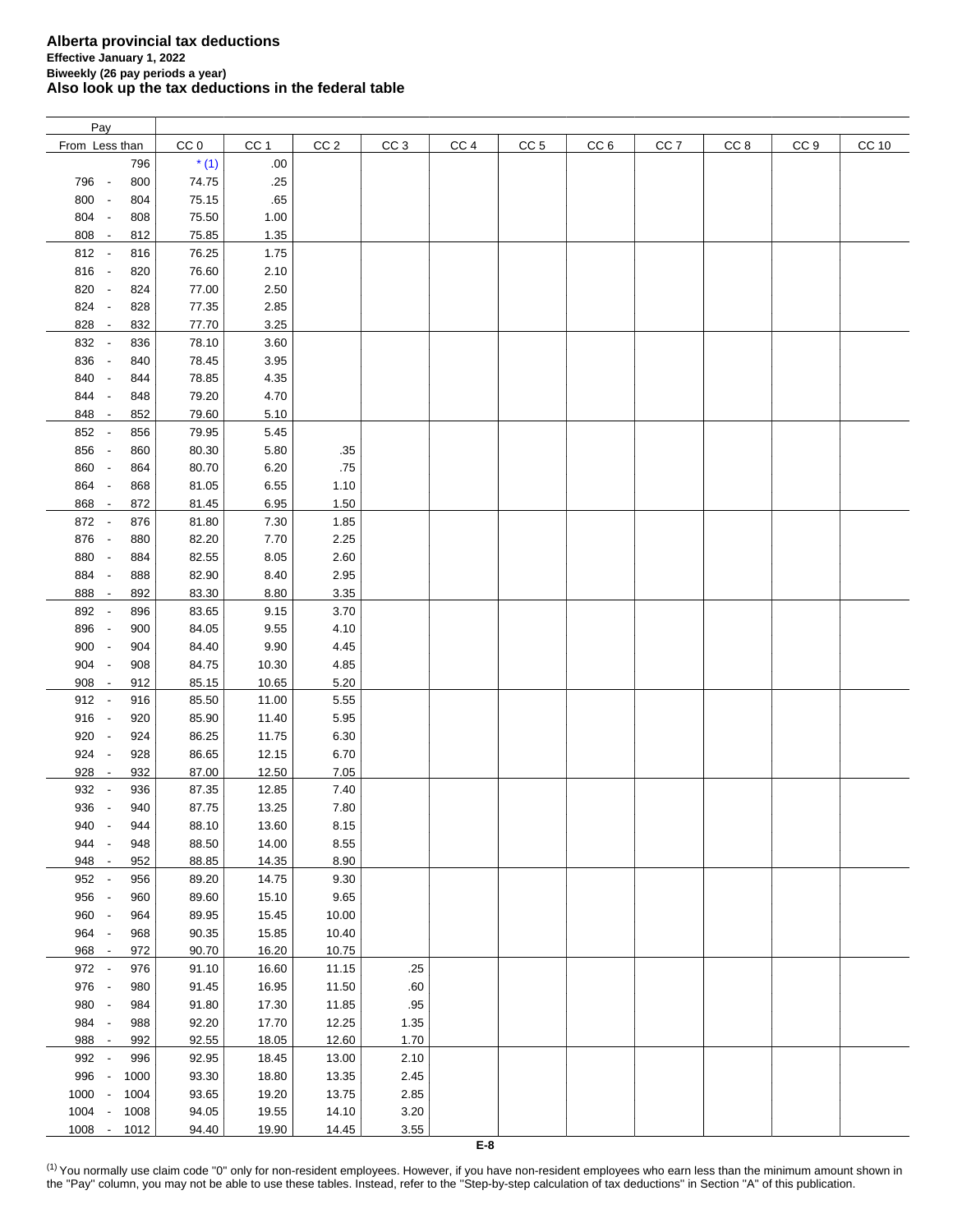**Alberta provincial tax deductions**
**Effective January 1, 2022**
**Biweekly (26 pay periods a year)**
**Also look up the tax deductions in the federal table**

| Pay | | CC 0 | CC 1 | CC 2 | CC 3 | CC 4 | CC 5 | CC 6 | CC 7 | CC 8 | CC 9 | CC 10 |
|---|---|---|---|---|---|---|---|---|---|---|---|---|
| From | Less than | | | | | | | | | | | |
| | 796 | * (1) | .00 | | | | | | | | | |
| 796 - | 800 | 74.75 | .25 | | | | | | | | | |
| 800 - | 804 | 75.15 | .65 | | | | | | | | | |
| 804 - | 808 | 75.50 | 1.00 | | | | | | | | | |
| 808 - | 812 | 75.85 | 1.35 | | | | | | | | | |
| 812 - | 816 | 76.25 | 1.75 | | | | | | | | | |
| 816 - | 820 | 76.60 | 2.10 | | | | | | | | | |
| 820 - | 824 | 77.00 | 2.50 | | | | | | | | | |
| 824 - | 828 | 77.35 | 2.85 | | | | | | | | | |
| 828 - | 832 | 77.70 | 3.25 | | | | | | | | | |
| 832 - | 836 | 78.10 | 3.60 | | | | | | | | | |
| 836 - | 840 | 78.45 | 3.95 | | | | | | | | | |
| 840 - | 844 | 78.85 | 4.35 | | | | | | | | | |
| 844 - | 848 | 79.20 | 4.70 | | | | | | | | | |
| 848 - | 852 | 79.60 | 5.10 | | | | | | | | | |
| 852 - | 856 | 79.95 | 5.45 | | | | | | | | | |
| 856 - | 860 | 80.30 | 5.80 | .35 | | | | | | | | |
| 860 - | 864 | 80.70 | 6.20 | .75 | | | | | | | | |
| 864 - | 868 | 81.05 | 6.55 | 1.10 | | | | | | | | |
| 868 - | 872 | 81.45 | 6.95 | 1.50 | | | | | | | | |
| 872 - | 876 | 81.80 | 7.30 | 1.85 | | | | | | | | |
| 876 - | 880 | 82.20 | 7.70 | 2.25 | | | | | | | | |
| 880 - | 884 | 82.55 | 8.05 | 2.60 | | | | | | | | |
| 884 - | 888 | 82.90 | 8.40 | 2.95 | | | | | | | | |
| 888 - | 892 | 83.30 | 8.80 | 3.35 | | | | | | | | |
| 892 - | 896 | 83.65 | 9.15 | 3.70 | | | | | | | | |
| 896 - | 900 | 84.05 | 9.55 | 4.10 | | | | | | | | |
| 900 - | 904 | 84.40 | 9.90 | 4.45 | | | | | | | | |
| 904 - | 908 | 84.75 | 10.30 | 4.85 | | | | | | | | |
| 908 - | 912 | 85.15 | 10.65 | 5.20 | | | | | | | | |
| 912 - | 916 | 85.50 | 11.00 | 5.55 | | | | | | | | |
| 916 - | 920 | 85.90 | 11.40 | 5.95 | | | | | | | | |
| 920 - | 924 | 86.25 | 11.75 | 6.30 | | | | | | | | |
| 924 - | 928 | 86.65 | 12.15 | 6.70 | | | | | | | | |
| 928 - | 932 | 87.00 | 12.50 | 7.05 | | | | | | | | |
| 932 - | 936 | 87.35 | 12.85 | 7.40 | | | | | | | | |
| 936 - | 940 | 87.75 | 13.25 | 7.80 | | | | | | | | |
| 940 - | 944 | 88.10 | 13.60 | 8.15 | | | | | | | | |
| 944 - | 948 | 88.50 | 14.00 | 8.55 | | | | | | | | |
| 948 - | 952 | 88.85 | 14.35 | 8.90 | | | | | | | | |
| 952 - | 956 | 89.20 | 14.75 | 9.30 | | | | | | | | |
| 956 - | 960 | 89.60 | 15.10 | 9.65 | | | | | | | | |
| 960 - | 964 | 89.95 | 15.45 | 10.00 | | | | | | | | |
| 964 - | 968 | 90.35 | 15.85 | 10.40 | | | | | | | | |
| 968 - | 972 | 90.70 | 16.20 | 10.75 | | | | | | | | |
| 972 - | 976 | 91.10 | 16.60 | 11.15 | .25 | | | | | | | |
| 976 - | 980 | 91.45 | 16.95 | 11.50 | .60 | | | | | | | |
| 980 - | 984 | 91.80 | 17.30 | 11.85 | .95 | | | | | | | |
| 984 - | 988 | 92.20 | 17.70 | 12.25 | 1.35 | | | | | | | |
| 988 - | 992 | 92.55 | 18.05 | 12.60 | 1.70 | | | | | | | |
| 992 - | 996 | 92.95 | 18.45 | 13.00 | 2.10 | | | | | | | |
| 996 - | 1000 | 93.30 | 18.80 | 13.35 | 2.45 | | | | | | | |
| 1000 - | 1004 | 93.65 | 19.20 | 13.75 | 2.85 | | | | | | | |
| 1004 - | 1008 | 94.05 | 19.55 | 14.10 | 3.20 | | | | | | | |
| 1008 - | 1012 | 94.40 | 19.90 | 14.45 | 3.55 | | | | | | | |

(1) You normally use claim code "0" only for non-resident employees. However, if you have non-resident employees who earn less than the minimum amount shown in the "Pay" column, you may not be able to use these tables. Instead, refer to the "Step-by-step calculation of tax deductions" in Section "A" of this publication.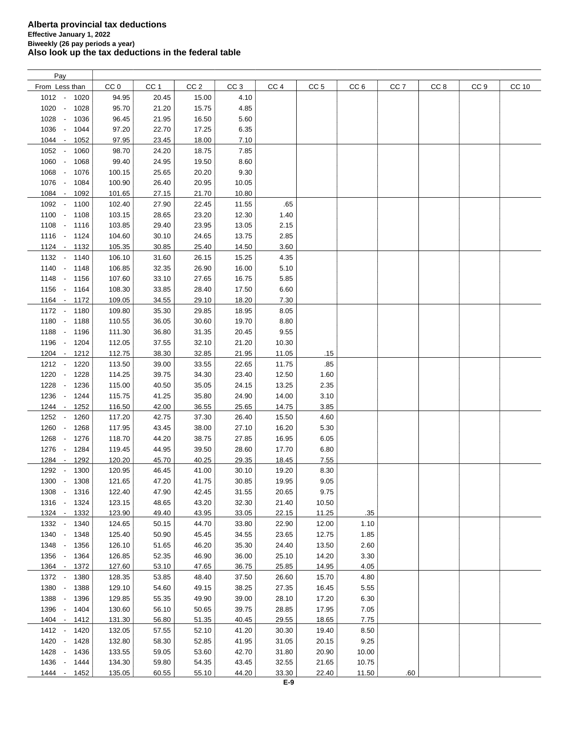# Alberta provincial tax deductions

**Effective January 1, 2022**

**Biweekly (26 pay periods a year)**

## Also look up the tax deductions in the federal table

| Pay From Less than | CC 0 | CC 1 | CC 2 | CC 3 | CC 4 | CC 5 | CC 6 | CC 7 | CC 8 | CC 9 | CC 10 |
|---|---|---|---|---|---|---|---|---|---|---|---|
| 1012 - 1020 | 94.95 | 20.45 | 15.00 | 4.10 | | | | | | | |
| 1020 - 1028 | 95.70 | 21.20 | 15.75 | 4.85 | | | | | | | |
| 1028 - 1036 | 96.45 | 21.95 | 16.50 | 5.60 | | | | | | | |
| 1036 - 1044 | 97.20 | 22.70 | 17.25 | 6.35 | | | | | | | |
| 1044 - 1052 | 97.95 | 23.45 | 18.00 | 7.10 | | | | | | | |
| 1052 - 1060 | 98.70 | 24.20 | 18.75 | 7.85 | | | | | | | |
| 1060 - 1068 | 99.40 | 24.95 | 19.50 | 8.60 | | | | | | | |
| 1068 - 1076 | 100.15 | 25.65 | 20.20 | 9.30 | | | | | | | |
| 1076 - 1084 | 100.90 | 26.40 | 20.95 | 10.05 | | | | | | | |
| 1084 - 1092 | 101.65 | 27.15 | 21.70 | 10.80 | | | | | | | |
| 1092 - 1100 | 102.40 | 27.90 | 22.45 | 11.55 | .65 | | | | | | |
| 1100 - 1108 | 103.15 | 28.65 | 23.20 | 12.30 | 1.40 | | | | | | |
| 1108 - 1116 | 103.85 | 29.40 | 23.95 | 13.05 | 2.15 | | | | | | |
| 1116 - 1124 | 104.60 | 30.10 | 24.65 | 13.75 | 2.85 | | | | | | |
| 1124 - 1132 | 105.35 | 30.85 | 25.40 | 14.50 | 3.60 | | | | | | |
| 1132 - 1140 | 106.10 | 31.60 | 26.15 | 15.25 | 4.35 | | | | | | |
| 1140 - 1148 | 106.85 | 32.35 | 26.90 | 16.00 | 5.10 | | | | | | |
| 1148 - 1156 | 107.60 | 33.10 | 27.65 | 16.75 | 5.85 | | | | | | |
| 1156 - 1164 | 108.30 | 33.85 | 28.40 | 17.50 | 6.60 | | | | | | |
| 1164 - 1172 | 109.05 | 34.55 | 29.10 | 18.20 | 7.30 | | | | | | |
| 1172 - 1180 | 109.80 | 35.30 | 29.85 | 18.95 | 8.05 | | | | | | |
| 1180 - 1188 | 110.55 | 36.05 | 30.60 | 19.70 | 8.80 | | | | | | |
| 1188 - 1196 | 111.30 | 36.80 | 31.35 | 20.45 | 9.55 | | | | | | |
| 1196 - 1204 | 112.05 | 37.55 | 32.10 | 21.20 | 10.30 | | | | | | |
| 1204 - 1212 | 112.75 | 38.30 | 32.85 | 21.95 | 11.05 | .15 | | | | | |
| 1212 - 1220 | 113.50 | 39.00 | 33.55 | 22.65 | 11.75 | .85 | | | | | |
| 1220 - 1228 | 114.25 | 39.75 | 34.30 | 23.40 | 12.50 | 1.60 | | | | | |
| 1228 - 1236 | 115.00 | 40.50 | 35.05 | 24.15 | 13.25 | 2.35 | | | | | |
| 1236 - 1244 | 115.75 | 41.25 | 35.80 | 24.90 | 14.00 | 3.10 | | | | | |
| 1244 - 1252 | 116.50 | 42.00 | 36.55 | 25.65 | 14.75 | 3.85 | | | | | |
| 1252 - 1260 | 117.20 | 42.75 | 37.30 | 26.40 | 15.50 | 4.60 | | | | | |
| 1260 - 1268 | 117.95 | 43.45 | 38.00 | 27.10 | 16.20 | 5.30 | | | | | |
| 1268 - 1276 | 118.70 | 44.20 | 38.75 | 27.85 | 16.95 | 6.05 | | | | | |
| 1276 - 1284 | 119.45 | 44.95 | 39.50 | 28.60 | 17.70 | 6.80 | | | | | |
| 1284 - 1292 | 120.20 | 45.70 | 40.25 | 29.35 | 18.45 | 7.55 | | | | | |
| 1292 - 1300 | 120.95 | 46.45 | 41.00 | 30.10 | 19.20 | 8.30 | | | | | |
| 1300 - 1308 | 121.65 | 47.20 | 41.75 | 30.85 | 19.95 | 9.05 | | | | | |
| 1308 - 1316 | 122.40 | 47.90 | 42.45 | 31.55 | 20.65 | 9.75 | | | | | |
| 1316 - 1324 | 123.15 | 48.65 | 43.20 | 32.30 | 21.40 | 10.50 | | | | | |
| 1324 - 1332 | 123.90 | 49.40 | 43.95 | 33.05 | 22.15 | 11.25 | .35 | | | | |
| 1332 - 1340 | 124.65 | 50.15 | 44.70 | 33.80 | 22.90 | 12.00 | 1.10 | | | | |
| 1340 - 1348 | 125.40 | 50.90 | 45.45 | 34.55 | 23.65 | 12.75 | 1.85 | | | | |
| 1348 - 1356 | 126.10 | 51.65 | 46.20 | 35.30 | 24.40 | 13.50 | 2.60 | | | | |
| 1356 - 1364 | 126.85 | 52.35 | 46.90 | 36.00 | 25.10 | 14.20 | 3.30 | | | | |
| 1364 - 1372 | 127.60 | 53.10 | 47.65 | 36.75 | 25.85 | 14.95 | 4.05 | | | | |
| 1372 - 1380 | 128.35 | 53.85 | 48.40 | 37.50 | 26.60 | 15.70 | 4.80 | | | | |
| 1380 - 1388 | 129.10 | 54.60 | 49.15 | 38.25 | 27.35 | 16.45 | 5.55 | | | | |
| 1388 - 1396 | 129.85 | 55.35 | 49.90 | 39.00 | 28.10 | 17.20 | 6.30 | | | | |
| 1396 - 1404 | 130.60 | 56.10 | 50.65 | 39.75 | 28.85 | 17.95 | 7.05 | | | | |
| 1404 - 1412 | 131.30 | 56.80 | 51.35 | 40.45 | 29.55 | 18.65 | 7.75 | | | | |
| 1412 - 1420 | 132.05 | 57.55 | 52.10 | 41.20 | 30.30 | 19.40 | 8.50 | | | | |
| 1420 - 1428 | 132.80 | 58.30 | 52.85 | 41.95 | 31.05 | 20.15 | 9.25 | | | | |
| 1428 - 1436 | 133.55 | 59.05 | 53.60 | 42.70 | 31.80 | 20.90 | 10.00 | | | | |
| 1436 - 1444 | 134.30 | 59.80 | 54.35 | 43.45 | 32.55 | 21.65 | 10.75 | | | | |
| 1444 - 1452 | 135.05 | 60.55 | 55.10 | 44.20 | 33.30 | 22.40 | 11.50 | .60 | | | |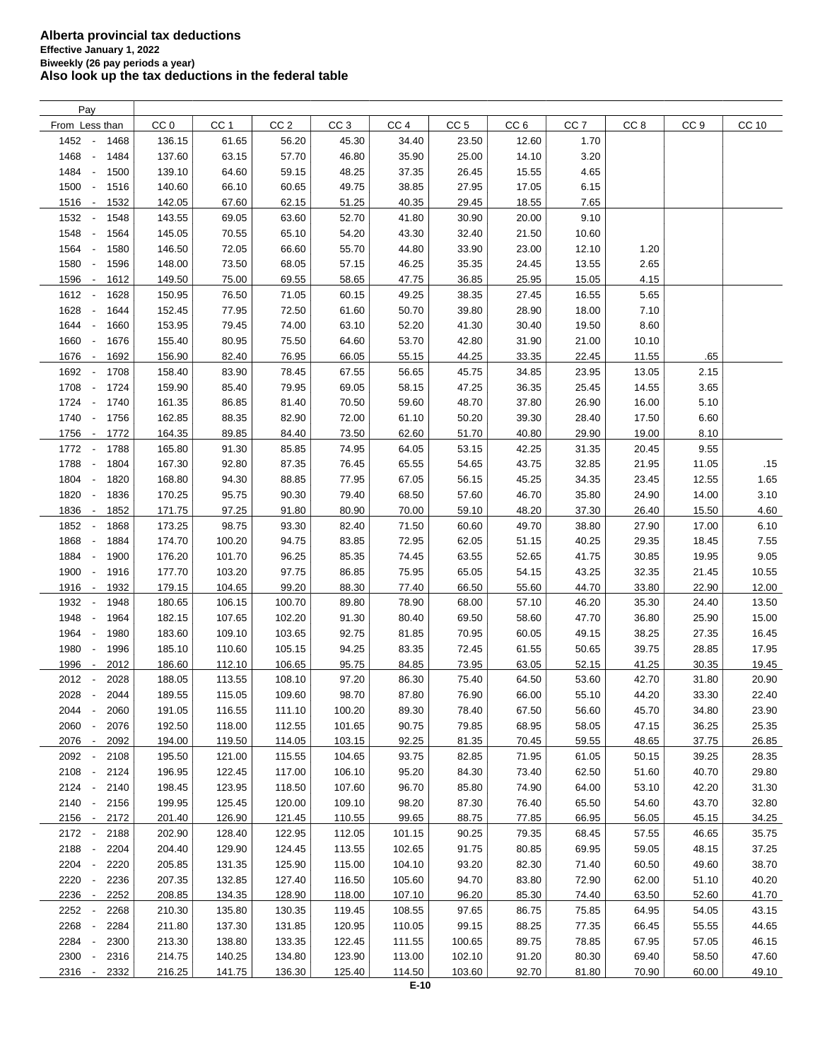# Alberta provincial tax deductions

**Effective January 1, 2022**
**Biweekly (26 pay periods a year)**
**Also look up the tax deductions in the federal table**

| Pay | | | | | | | | | | | |
|---|---|---|---|---|---|---|---|---|---|---|---|
| From Less than | CC 0 | CC 1 | CC 2 | CC 3 | CC 4 | CC 5 | CC 6 | CC 7 | CC 8 | CC 9 | CC 10 |
| 1452 - 1468 | 136.15 | 61.65 | 56.20 | 45.30 | 34.40 | 23.50 | 12.60 | 1.70 | | | |
| 1468 - 1484 | 137.60 | 63.15 | 57.70 | 46.80 | 35.90 | 25.00 | 14.10 | 3.20 | | | |
| 1484 - 1500 | 139.10 | 64.60 | 59.15 | 48.25 | 37.35 | 26.45 | 15.55 | 4.65 | | | |
| 1500 - 1516 | 140.60 | 66.10 | 60.65 | 49.75 | 38.85 | 27.95 | 17.05 | 6.15 | | | |
| 1516 - 1532 | 142.05 | 67.60 | 62.15 | 51.25 | 40.35 | 29.45 | 18.55 | 7.65 | | | |
| 1532 - 1548 | 143.55 | 69.05 | 63.60 | 52.70 | 41.80 | 30.90 | 20.00 | 9.10 | | | |
| 1548 - 1564 | 145.05 | 70.55 | 65.10 | 54.20 | 43.30 | 32.40 | 21.50 | 10.60 | | | |
| 1564 - 1580 | 146.50 | 72.05 | 66.60 | 55.70 | 44.80 | 33.90 | 23.00 | 12.10 | 1.20 | | |
| 1580 - 1596 | 148.00 | 73.50 | 68.05 | 57.15 | 46.25 | 35.35 | 24.45 | 13.55 | 2.65 | | |
| 1596 - 1612 | 149.50 | 75.00 | 69.55 | 58.65 | 47.75 | 36.85 | 25.95 | 15.05 | 4.15 | | |
| 1612 - 1628 | 150.95 | 76.50 | 71.05 | 60.15 | 49.25 | 38.35 | 27.45 | 16.55 | 5.65 | | |
| 1628 - 1644 | 152.45 | 77.95 | 72.50 | 61.60 | 50.70 | 39.80 | 28.90 | 18.00 | 7.10 | | |
| 1644 - 1660 | 153.95 | 79.45 | 74.00 | 63.10 | 52.20 | 41.30 | 30.40 | 19.50 | 8.60 | | |
| 1660 - 1676 | 155.40 | 80.95 | 75.50 | 64.60 | 53.70 | 42.80 | 31.90 | 21.00 | 10.10 | | |
| 1676 - 1692 | 156.90 | 82.40 | 76.95 | 66.05 | 55.15 | 44.25 | 33.35 | 22.45 | 11.55 | .65 | |
| 1692 - 1708 | 158.40 | 83.90 | 78.45 | 67.55 | 56.65 | 45.75 | 34.85 | 23.95 | 13.05 | 2.15 | |
| 1708 - 1724 | 159.90 | 85.40 | 79.95 | 69.05 | 58.15 | 47.25 | 36.35 | 25.45 | 14.55 | 3.65 | |
| 1724 - 1740 | 161.35 | 86.85 | 81.40 | 70.50 | 59.60 | 48.70 | 37.80 | 26.90 | 16.00 | 5.10 | |
| 1740 - 1756 | 162.85 | 88.35 | 82.90 | 72.00 | 61.10 | 50.20 | 39.30 | 28.40 | 17.50 | 6.60 | |
| 1756 - 1772 | 164.35 | 89.85 | 84.40 | 73.50 | 62.60 | 51.70 | 40.80 | 29.90 | 19.00 | 8.10 | |
| 1772 - 1788 | 165.80 | 91.30 | 85.85 | 74.95 | 64.05 | 53.15 | 42.25 | 31.35 | 20.45 | 9.55 | |
| 1788 - 1804 | 167.30 | 92.80 | 87.35 | 76.45 | 65.55 | 54.65 | 43.75 | 32.85 | 21.95 | 11.05 | .15 |
| 1804 - 1820 | 168.80 | 94.30 | 88.85 | 77.95 | 67.05 | 56.15 | 45.25 | 34.35 | 23.45 | 12.55 | 1.65 |
| 1820 - 1836 | 170.25 | 95.75 | 90.30 | 79.40 | 68.50 | 57.60 | 46.70 | 35.80 | 24.90 | 14.00 | 3.10 |
| 1836 - 1852 | 171.75 | 97.25 | 91.80 | 80.90 | 70.00 | 59.10 | 48.20 | 37.30 | 26.40 | 15.50 | 4.60 |
| 1852 - 1868 | 173.25 | 98.75 | 93.30 | 82.40 | 71.50 | 60.60 | 49.70 | 38.80 | 27.90 | 17.00 | 6.10 |
| 1868 - 1884 | 174.70 | 100.20 | 94.75 | 83.85 | 72.95 | 62.05 | 51.15 | 40.25 | 29.35 | 18.45 | 7.55 |
| 1884 - 1900 | 176.20 | 101.70 | 96.25 | 85.35 | 74.45 | 63.55 | 52.65 | 41.75 | 30.85 | 19.95 | 9.05 |
| 1900 - 1916 | 177.70 | 103.20 | 97.75 | 86.85 | 75.95 | 65.05 | 54.15 | 43.25 | 32.35 | 21.45 | 10.55 |
| 1916 - 1932 | 179.15 | 104.65 | 99.20 | 88.30 | 77.40 | 66.50 | 55.60 | 44.70 | 33.80 | 22.90 | 12.00 |
| 1932 - 1948 | 180.65 | 106.15 | 100.70 | 89.80 | 78.90 | 68.00 | 57.10 | 46.20 | 35.30 | 24.40 | 13.50 |
| 1948 - 1964 | 182.15 | 107.65 | 102.20 | 91.30 | 80.40 | 69.50 | 58.60 | 47.70 | 36.80 | 25.90 | 15.00 |
| 1964 - 1980 | 183.60 | 109.10 | 103.65 | 92.75 | 81.85 | 70.95 | 60.05 | 49.15 | 38.25 | 27.35 | 16.45 |
| 1980 - 1996 | 185.10 | 110.60 | 105.15 | 94.25 | 83.35 | 72.45 | 61.55 | 50.65 | 39.75 | 28.85 | 17.95 |
| 1996 - 2012 | 186.60 | 112.10 | 106.65 | 95.75 | 84.85 | 73.95 | 63.05 | 52.15 | 41.25 | 30.35 | 19.45 |
| 2012 - 2028 | 188.05 | 113.55 | 108.10 | 97.20 | 86.30 | 75.40 | 64.50 | 53.60 | 42.70 | 31.80 | 20.90 |
| 2028 - 2044 | 189.55 | 115.05 | 109.60 | 98.70 | 87.80 | 76.90 | 66.00 | 55.10 | 44.20 | 33.30 | 22.40 |
| 2044 - 2060 | 191.05 | 116.55 | 111.10 | 100.20 | 89.30 | 78.40 | 67.50 | 56.60 | 45.70 | 34.80 | 23.90 |
| 2060 - 2076 | 192.50 | 118.00 | 112.55 | 101.65 | 90.75 | 79.85 | 68.95 | 58.05 | 47.15 | 36.25 | 25.35 |
| 2076 - 2092 | 194.00 | 119.50 | 114.05 | 103.15 | 92.25 | 81.35 | 70.45 | 59.55 | 48.65 | 37.75 | 26.85 |
| 2092 - 2108 | 195.50 | 121.00 | 115.55 | 104.65 | 93.75 | 82.85 | 71.95 | 61.05 | 50.15 | 39.25 | 28.35 |
| 2108 - 2124 | 196.95 | 122.45 | 117.00 | 106.10 | 95.20 | 84.30 | 73.40 | 62.50 | 51.60 | 40.70 | 29.80 |
| 2124 - 2140 | 198.45 | 123.95 | 118.50 | 107.60 | 96.70 | 85.80 | 74.90 | 64.00 | 53.10 | 42.20 | 31.30 |
| 2140 - 2156 | 199.95 | 125.45 | 120.00 | 109.10 | 98.20 | 87.30 | 76.40 | 65.50 | 54.60 | 43.70 | 32.80 |
| 2156 - 2172 | 201.40 | 126.90 | 121.45 | 110.55 | 99.65 | 88.75 | 77.85 | 66.95 | 56.05 | 45.15 | 34.25 |
| 2172 - 2188 | 202.90 | 128.40 | 122.95 | 112.05 | 101.15 | 90.25 | 79.35 | 68.45 | 57.55 | 46.65 | 35.75 |
| 2188 - 2204 | 204.40 | 129.90 | 124.45 | 113.55 | 102.65 | 91.75 | 80.85 | 69.95 | 59.05 | 48.15 | 37.25 |
| 2204 - 2220 | 205.85 | 131.35 | 125.90 | 115.00 | 104.10 | 93.20 | 82.30 | 71.40 | 60.50 | 49.60 | 38.70 |
| 2220 - 2236 | 207.35 | 132.85 | 127.40 | 116.50 | 105.60 | 94.70 | 83.80 | 72.90 | 62.00 | 51.10 | 40.20 |
| 2236 - 2252 | 208.85 | 134.35 | 128.90 | 118.00 | 107.10 | 96.20 | 85.30 | 74.40 | 63.50 | 52.60 | 41.70 |
| 2252 - 2268 | 210.30 | 135.80 | 130.35 | 119.45 | 108.55 | 97.65 | 86.75 | 75.85 | 64.95 | 54.05 | 43.15 |
| 2268 - 2284 | 211.80 | 137.30 | 131.85 | 120.95 | 110.05 | 99.15 | 88.25 | 77.35 | 66.45 | 55.55 | 44.65 |
| 2284 - 2300 | 213.30 | 138.80 | 133.35 | 122.45 | 111.55 | 100.65 | 89.75 | 78.85 | 67.95 | 57.05 | 46.15 |
| 2300 - 2316 | 214.75 | 140.25 | 134.80 | 123.90 | 113.00 | 102.10 | 91.20 | 80.30 | 69.40 | 58.50 | 47.60 |
| 2316 - 2332 | 216.25 | 141.75 | 136.30 | 125.40 | 114.50 | 103.60 | 92.70 | 81.80 | 70.90 | 60.00 | 49.10 |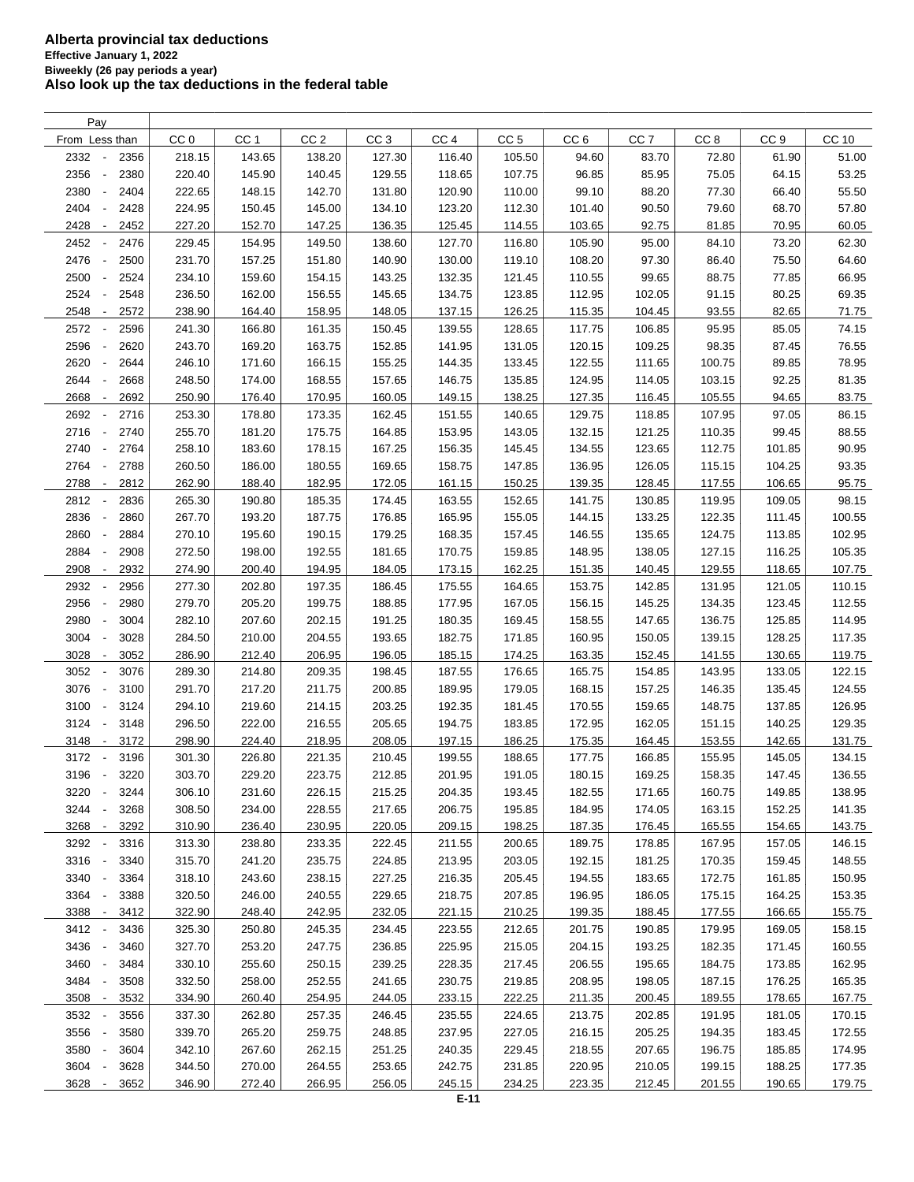# Alberta provincial tax deductions

**Effective January 1, 2022**

**Biweekly (26 pay periods a year)**

**Also look up the tax deductions in the federal table**

| Pay From | Less than | CC 0 | CC 1 | CC 2 | CC 3 | CC 4 | CC 5 | CC 6 | CC 7 | CC 8 | CC 9 | CC 10 |
|---|---|---|---|---|---|---|---|---|---|---|---|---|
| 2332 | 2356 | 218.15 | 143.65 | 138.20 | 127.30 | 116.40 | 105.50 | 94.60 | 83.70 | 72.80 | 61.90 | 51.00 |
| 2356 | 2380 | 220.40 | 145.90 | 140.45 | 129.55 | 118.65 | 107.75 | 96.85 | 85.95 | 75.05 | 64.15 | 53.25 |
| 2380 | 2404 | 222.65 | 148.15 | 142.70 | 131.80 | 120.90 | 110.00 | 99.10 | 88.20 | 77.30 | 66.40 | 55.50 |
| 2404 | 2428 | 224.95 | 150.45 | 145.00 | 134.10 | 123.20 | 112.30 | 101.40 | 90.50 | 79.60 | 68.70 | 57.80 |
| 2428 | 2452 | 227.20 | 152.70 | 147.25 | 136.35 | 125.45 | 114.55 | 103.65 | 92.75 | 81.85 | 70.95 | 60.05 |
| 2452 | 2476 | 229.45 | 154.95 | 149.50 | 138.60 | 127.70 | 116.80 | 105.90 | 95.00 | 84.10 | 73.20 | 62.30 |
| 2476 | 2500 | 231.70 | 157.25 | 151.80 | 140.90 | 130.00 | 119.10 | 108.20 | 97.30 | 86.40 | 75.50 | 64.60 |
| 2500 | 2524 | 234.10 | 159.60 | 154.15 | 143.25 | 132.35 | 121.45 | 110.55 | 99.65 | 88.75 | 77.85 | 66.95 |
| 2524 | 2548 | 236.50 | 162.00 | 156.55 | 145.65 | 134.75 | 123.85 | 112.95 | 102.05 | 91.15 | 80.25 | 69.35 |
| 2548 | 2572 | 238.90 | 164.40 | 158.95 | 148.05 | 137.15 | 126.25 | 115.35 | 104.45 | 93.55 | 82.65 | 71.75 |
| 2572 | 2596 | 241.30 | 166.80 | 161.35 | 150.45 | 139.55 | 128.65 | 117.75 | 106.85 | 95.95 | 85.05 | 74.15 |
| 2596 | 2620 | 243.70 | 169.20 | 163.75 | 152.85 | 141.95 | 131.05 | 120.15 | 109.25 | 98.35 | 87.45 | 76.55 |
| 2620 | 2644 | 246.10 | 171.60 | 166.15 | 155.25 | 144.35 | 133.45 | 122.55 | 111.65 | 100.75 | 89.85 | 78.95 |
| 2644 | 2668 | 248.50 | 174.00 | 168.55 | 157.65 | 146.75 | 135.85 | 124.95 | 114.05 | 103.15 | 92.25 | 81.35 |
| 2668 | 2692 | 250.90 | 176.40 | 170.95 | 160.05 | 149.15 | 138.25 | 127.35 | 116.45 | 105.55 | 94.65 | 83.75 |
| 2692 | 2716 | 253.30 | 178.80 | 173.35 | 162.45 | 151.55 | 140.65 | 129.75 | 118.85 | 107.95 | 97.05 | 86.15 |
| 2716 | 2740 | 255.70 | 181.20 | 175.75 | 164.85 | 153.95 | 143.05 | 132.15 | 121.25 | 110.35 | 99.45 | 88.55 |
| 2740 | 2764 | 258.10 | 183.60 | 178.15 | 167.25 | 156.35 | 145.45 | 134.55 | 123.65 | 112.75 | 101.85 | 90.95 |
| 2764 | 2788 | 260.50 | 186.00 | 180.55 | 169.65 | 158.75 | 147.85 | 136.95 | 126.05 | 115.15 | 104.25 | 93.35 |
| 2788 | 2812 | 262.90 | 188.40 | 182.95 | 172.05 | 161.15 | 150.25 | 139.35 | 128.45 | 117.55 | 106.65 | 95.75 |
| 2812 | 2836 | 265.30 | 190.80 | 185.35 | 174.45 | 163.55 | 152.65 | 141.75 | 130.85 | 119.95 | 109.05 | 98.15 |
| 2836 | 2860 | 267.70 | 193.20 | 187.75 | 176.85 | 165.95 | 155.05 | 144.15 | 133.25 | 122.35 | 111.45 | 100.55 |
| 2860 | 2884 | 270.10 | 195.60 | 190.15 | 179.25 | 168.35 | 157.45 | 146.55 | 135.65 | 124.75 | 113.85 | 102.95 |
| 2884 | 2908 | 272.50 | 198.00 | 192.55 | 181.65 | 170.75 | 159.85 | 148.95 | 138.05 | 127.15 | 116.25 | 105.35 |
| 2908 | 2932 | 274.90 | 200.40 | 194.95 | 184.05 | 173.15 | 162.25 | 151.35 | 140.45 | 129.55 | 118.65 | 107.75 |
| 2932 | 2956 | 277.30 | 202.80 | 197.35 | 186.45 | 175.55 | 164.65 | 153.75 | 142.85 | 131.95 | 121.05 | 110.15 |
| 2956 | 2980 | 279.70 | 205.20 | 199.75 | 188.85 | 177.95 | 167.05 | 156.15 | 145.25 | 134.35 | 123.45 | 112.55 |
| 2980 | 3004 | 282.10 | 207.60 | 202.15 | 191.25 | 180.35 | 169.45 | 158.55 | 147.65 | 136.75 | 125.85 | 114.95 |
| 3004 | 3028 | 284.50 | 210.00 | 204.55 | 193.65 | 182.75 | 171.85 | 160.95 | 150.05 | 139.15 | 128.25 | 117.35 |
| 3028 | 3052 | 286.90 | 212.40 | 206.95 | 196.05 | 185.15 | 174.25 | 163.35 | 152.45 | 141.55 | 130.65 | 119.75 |
| 3052 | 3076 | 289.30 | 214.80 | 209.35 | 198.45 | 187.55 | 176.65 | 165.75 | 154.85 | 143.95 | 133.05 | 122.15 |
| 3076 | 3100 | 291.70 | 217.20 | 211.75 | 200.85 | 189.95 | 179.05 | 168.15 | 157.25 | 146.35 | 135.45 | 124.55 |
| 3100 | 3124 | 294.10 | 219.60 | 214.15 | 203.25 | 192.35 | 181.45 | 170.55 | 159.65 | 148.75 | 137.85 | 126.95 |
| 3124 | 3148 | 296.50 | 222.00 | 216.55 | 205.65 | 194.75 | 183.85 | 172.95 | 162.05 | 151.15 | 140.25 | 129.35 |
| 3148 | 3172 | 298.90 | 224.40 | 218.95 | 208.05 | 197.15 | 186.25 | 175.35 | 164.45 | 153.55 | 142.65 | 131.75 |
| 3172 | 3196 | 301.30 | 226.80 | 221.35 | 210.45 | 199.55 | 188.65 | 177.75 | 166.85 | 155.95 | 145.05 | 134.15 |
| 3196 | 3220 | 303.70 | 229.20 | 223.75 | 212.85 | 201.95 | 191.05 | 180.15 | 169.25 | 158.35 | 147.45 | 136.55 |
| 3220 | 3244 | 306.10 | 231.60 | 226.15 | 215.25 | 204.35 | 193.45 | 182.55 | 171.65 | 160.75 | 149.85 | 138.95 |
| 3244 | 3268 | 308.50 | 234.00 | 228.55 | 217.65 | 206.75 | 195.85 | 184.95 | 174.05 | 163.15 | 152.25 | 141.35 |
| 3268 | 3292 | 310.90 | 236.40 | 230.95 | 220.05 | 209.15 | 198.25 | 187.35 | 176.45 | 165.55 | 154.65 | 143.75 |
| 3292 | 3316 | 313.30 | 238.80 | 233.35 | 222.45 | 211.55 | 200.65 | 189.75 | 178.85 | 167.95 | 157.05 | 146.15 |
| 3316 | 3340 | 315.70 | 241.20 | 235.75 | 224.85 | 213.95 | 203.05 | 192.15 | 181.25 | 170.35 | 159.45 | 148.55 |
| 3340 | 3364 | 318.10 | 243.60 | 238.15 | 227.25 | 216.35 | 205.45 | 194.55 | 183.65 | 172.75 | 161.85 | 150.95 |
| 3364 | 3388 | 320.50 | 246.00 | 240.55 | 229.65 | 218.75 | 207.85 | 196.95 | 186.05 | 175.15 | 164.25 | 153.35 |
| 3388 | 3412 | 322.90 | 248.40 | 242.95 | 232.05 | 221.15 | 210.25 | 199.35 | 188.45 | 177.55 | 166.65 | 155.75 |
| 3412 | 3436 | 325.30 | 250.80 | 245.35 | 234.45 | 223.55 | 212.65 | 201.75 | 190.85 | 179.95 | 169.05 | 158.15 |
| 3436 | 3460 | 327.70 | 253.20 | 247.75 | 236.85 | 225.95 | 215.05 | 204.15 | 193.25 | 182.35 | 171.45 | 160.55 |
| 3460 | 3484 | 330.10 | 255.60 | 250.15 | 239.25 | 228.35 | 217.45 | 206.55 | 195.65 | 184.75 | 173.85 | 162.95 |
| 3484 | 3508 | 332.50 | 258.00 | 252.55 | 241.65 | 230.75 | 219.85 | 208.95 | 198.05 | 187.15 | 176.25 | 165.35 |
| 3508 | 3532 | 334.90 | 260.40 | 254.95 | 244.05 | 233.15 | 222.25 | 211.35 | 200.45 | 189.55 | 178.65 | 167.75 |
| 3532 | 3556 | 337.30 | 262.80 | 257.35 | 246.45 | 235.55 | 224.65 | 213.75 | 202.85 | 191.95 | 181.05 | 170.15 |
| 3556 | 3580 | 339.70 | 265.20 | 259.75 | 248.85 | 237.95 | 227.05 | 216.15 | 205.25 | 194.35 | 183.45 | 172.55 |
| 3580 | 3604 | 342.10 | 267.60 | 262.15 | 251.25 | 240.35 | 229.45 | 218.55 | 207.65 | 196.75 | 185.85 | 174.95 |
| 3604 | 3628 | 344.50 | 270.00 | 264.55 | 253.65 | 242.75 | 231.85 | 220.95 | 210.05 | 199.15 | 188.25 | 177.35 |
| 3628 | 3652 | 346.90 | 272.40 | 266.95 | 256.05 | 245.15 | 234.25 | 223.35 | 212.45 | 201.55 | 190.65 | 179.75 |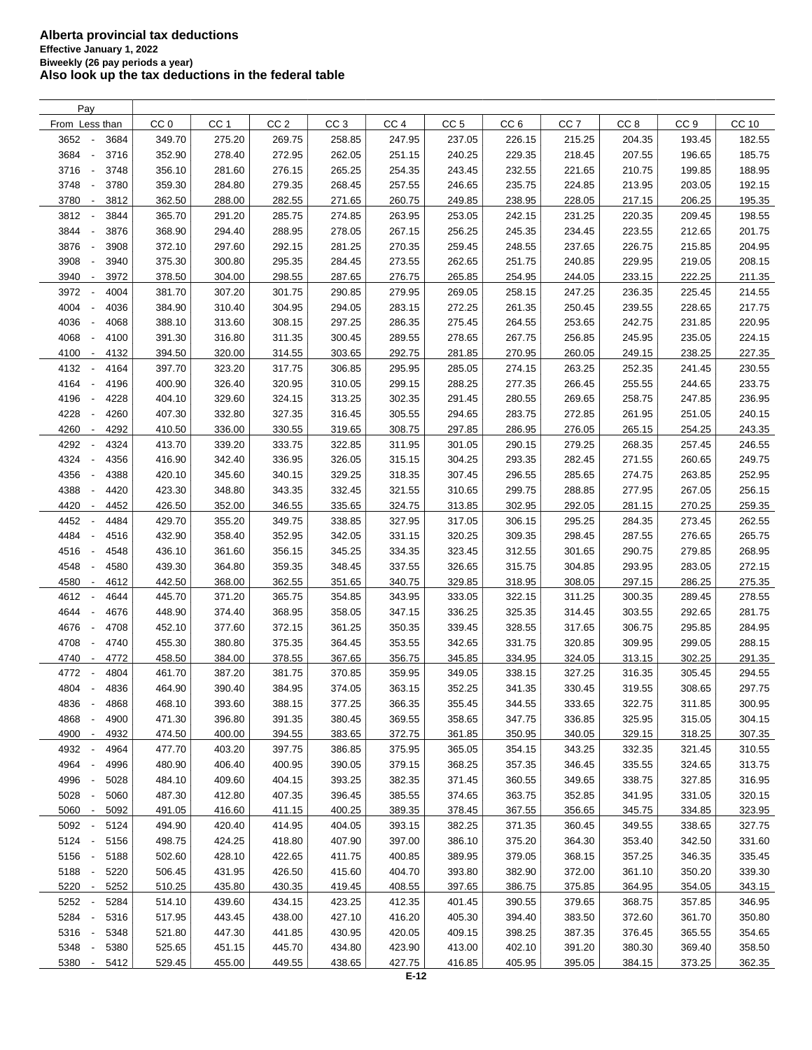**Alberta provincial tax deductions**
**Effective January 1, 2022**
**Biweekly (26 pay periods a year)**
**Also look up the tax deductions in the federal table**

| Pay From | Less than | CC 0 | CC 1 | CC 2 | CC 3 | CC 4 | CC 5 | CC 6 | CC 7 | CC 8 | CC 9 | CC 10 |
|---|---|---|---|---|---|---|---|---|---|---|---|---|
| 3652 - | 3684 | 349.70 | 275.20 | 269.75 | 258.85 | 247.95 | 237.05 | 226.15 | 215.25 | 204.35 | 193.45 | 182.55 |
| 3684 - | 3716 | 352.90 | 278.40 | 272.95 | 262.05 | 251.15 | 240.25 | 229.35 | 218.45 | 207.55 | 196.65 | 185.75 |
| 3716 - | 3748 | 356.10 | 281.60 | 276.15 | 265.25 | 254.35 | 243.45 | 232.55 | 221.65 | 210.75 | 199.85 | 188.95 |
| 3748 - | 3780 | 359.30 | 284.80 | 279.35 | 268.45 | 257.55 | 246.65 | 235.75 | 224.85 | 213.95 | 203.05 | 192.15 |
| 3780 - | 3812 | 362.50 | 288.00 | 282.55 | 271.65 | 260.75 | 249.85 | 238.95 | 228.05 | 217.15 | 206.25 | 195.35 |
| 3812 - | 3844 | 365.70 | 291.20 | 285.75 | 274.85 | 263.95 | 253.05 | 242.15 | 231.25 | 220.35 | 209.45 | 198.55 |
| 3844 - | 3876 | 368.90 | 294.40 | 288.95 | 278.05 | 267.15 | 256.25 | 245.35 | 234.45 | 223.55 | 212.65 | 201.75 |
| 3876 - | 3908 | 372.10 | 297.60 | 292.15 | 281.25 | 270.35 | 259.45 | 248.55 | 237.65 | 226.75 | 215.85 | 204.95 |
| 3908 - | 3940 | 375.30 | 300.80 | 295.35 | 284.45 | 273.55 | 262.65 | 251.75 | 240.85 | 229.95 | 219.05 | 208.15 |
| 3940 - | 3972 | 378.50 | 304.00 | 298.55 | 287.65 | 276.75 | 265.85 | 254.95 | 244.05 | 233.15 | 222.25 | 211.35 |
| 3972 - | 4004 | 381.70 | 307.20 | 301.75 | 290.85 | 279.95 | 269.05 | 258.15 | 247.25 | 236.35 | 225.45 | 214.55 |
| 4004 - | 4036 | 384.90 | 310.40 | 304.95 | 294.05 | 283.15 | 272.25 | 261.35 | 250.45 | 239.55 | 228.65 | 217.75 |
| 4036 - | 4068 | 388.10 | 313.60 | 308.15 | 297.25 | 286.35 | 275.45 | 264.55 | 253.65 | 242.75 | 231.85 | 220.95 |
| 4068 - | 4100 | 391.30 | 316.80 | 311.35 | 300.45 | 289.55 | 278.65 | 267.75 | 256.85 | 245.95 | 235.05 | 224.15 |
| 4100 - | 4132 | 394.50 | 320.00 | 314.55 | 303.65 | 292.75 | 281.85 | 270.95 | 260.05 | 249.15 | 238.25 | 227.35 |
| 4132 - | 4164 | 397.70 | 323.20 | 317.75 | 306.85 | 295.95 | 285.05 | 274.15 | 263.25 | 252.35 | 241.45 | 230.55 |
| 4164 - | 4196 | 400.90 | 326.40 | 320.95 | 310.05 | 299.15 | 288.25 | 277.35 | 266.45 | 255.55 | 244.65 | 233.75 |
| 4196 - | 4228 | 404.10 | 329.60 | 324.15 | 313.25 | 302.35 | 291.45 | 280.55 | 269.65 | 258.75 | 247.85 | 236.95 |
| 4228 - | 4260 | 407.30 | 332.80 | 327.35 | 316.45 | 305.55 | 294.65 | 283.75 | 272.85 | 261.95 | 251.05 | 240.15 |
| 4260 - | 4292 | 410.50 | 336.00 | 330.55 | 319.65 | 308.75 | 297.85 | 286.95 | 276.05 | 265.15 | 254.25 | 243.35 |
| 4292 - | 4324 | 413.70 | 339.20 | 333.75 | 322.85 | 311.95 | 301.05 | 290.15 | 279.25 | 268.35 | 257.45 | 246.55 |
| 4324 - | 4356 | 416.90 | 342.40 | 336.95 | 326.05 | 315.15 | 304.25 | 293.35 | 282.45 | 271.55 | 260.65 | 249.75 |
| 4356 - | 4388 | 420.10 | 345.60 | 340.15 | 329.25 | 318.35 | 307.45 | 296.55 | 285.65 | 274.75 | 263.85 | 252.95 |
| 4388 - | 4420 | 423.30 | 348.80 | 343.35 | 332.45 | 321.55 | 310.65 | 299.75 | 288.85 | 277.95 | 267.05 | 256.15 |
| 4420 - | 4452 | 426.50 | 352.00 | 346.55 | 335.65 | 324.75 | 313.85 | 302.95 | 292.05 | 281.15 | 270.25 | 259.35 |
| 4452 - | 4484 | 429.70 | 355.20 | 349.75 | 338.85 | 327.95 | 317.05 | 306.15 | 295.25 | 284.35 | 273.45 | 262.55 |
| 4484 - | 4516 | 432.90 | 358.40 | 352.95 | 342.05 | 331.15 | 320.25 | 309.35 | 298.45 | 287.55 | 276.65 | 265.75 |
| 4516 - | 4548 | 436.10 | 361.60 | 356.15 | 345.25 | 334.35 | 323.45 | 312.55 | 301.65 | 290.75 | 279.85 | 268.95 |
| 4548 - | 4580 | 439.30 | 364.80 | 359.35 | 348.45 | 337.55 | 326.65 | 315.75 | 304.85 | 293.95 | 283.05 | 272.15 |
| 4580 - | 4612 | 442.50 | 368.00 | 362.55 | 351.65 | 340.75 | 329.85 | 318.95 | 308.05 | 297.15 | 286.25 | 275.35 |
| 4612 - | 4644 | 445.70 | 371.20 | 365.75 | 354.85 | 343.95 | 333.05 | 322.15 | 311.25 | 300.35 | 289.45 | 278.55 |
| 4644 - | 4676 | 448.90 | 374.40 | 368.95 | 358.05 | 347.15 | 336.25 | 325.35 | 314.45 | 303.55 | 292.65 | 281.75 |
| 4676 - | 4708 | 452.10 | 377.60 | 372.15 | 361.25 | 350.35 | 339.45 | 328.55 | 317.65 | 306.75 | 295.85 | 284.95 |
| 4708 - | 4740 | 455.30 | 380.80 | 375.35 | 364.45 | 353.55 | 342.65 | 331.75 | 320.85 | 309.95 | 299.05 | 288.15 |
| 4740 - | 4772 | 458.50 | 384.00 | 378.55 | 367.65 | 356.75 | 345.85 | 334.95 | 324.05 | 313.15 | 302.25 | 291.35 |
| 4772 - | 4804 | 461.70 | 387.20 | 381.75 | 370.85 | 359.95 | 349.05 | 338.15 | 327.25 | 316.35 | 305.45 | 294.55 |
| 4804 - | 4836 | 464.90 | 390.40 | 384.95 | 374.05 | 363.15 | 352.25 | 341.35 | 330.45 | 319.55 | 308.65 | 297.75 |
| 4836 - | 4868 | 468.10 | 393.60 | 388.15 | 377.25 | 366.35 | 355.45 | 344.55 | 333.65 | 322.75 | 311.85 | 300.95 |
| 4868 - | 4900 | 471.30 | 396.80 | 391.35 | 380.45 | 369.55 | 358.65 | 347.75 | 336.85 | 325.95 | 315.05 | 304.15 |
| 4900 - | 4932 | 474.50 | 400.00 | 394.55 | 383.65 | 372.75 | 361.85 | 350.95 | 340.05 | 329.15 | 318.25 | 307.35 |
| 4932 - | 4964 | 477.70 | 403.20 | 397.75 | 386.85 | 375.95 | 365.05 | 354.15 | 343.25 | 332.35 | 321.45 | 310.55 |
| 4964 - | 4996 | 480.90 | 406.40 | 400.95 | 390.05 | 379.15 | 368.25 | 357.35 | 346.45 | 335.55 | 324.65 | 313.75 |
| 4996 - | 5028 | 484.10 | 409.60 | 404.15 | 393.25 | 382.35 | 371.45 | 360.55 | 349.65 | 338.75 | 327.85 | 316.95 |
| 5028 - | 5060 | 487.30 | 412.80 | 407.35 | 396.45 | 385.55 | 374.65 | 363.75 | 352.85 | 341.95 | 331.05 | 320.15 |
| 5060 - | 5092 | 491.05 | 416.60 | 411.15 | 400.25 | 389.35 | 378.45 | 367.55 | 356.65 | 345.75 | 334.85 | 323.95 |
| 5092 - | 5124 | 494.90 | 420.40 | 414.95 | 404.05 | 393.15 | 382.25 | 371.35 | 360.45 | 349.55 | 338.65 | 327.75 |
| 5124 - | 5156 | 498.75 | 424.25 | 418.80 | 407.90 | 397.00 | 386.10 | 375.20 | 364.30 | 353.40 | 342.50 | 331.60 |
| 5156 - | 5188 | 502.60 | 428.10 | 422.65 | 411.75 | 400.85 | 389.95 | 379.05 | 368.15 | 357.25 | 346.35 | 335.45 |
| 5188 - | 5220 | 506.45 | 431.95 | 426.50 | 415.60 | 404.70 | 393.80 | 382.90 | 372.00 | 361.10 | 350.20 | 339.30 |
| 5220 - | 5252 | 510.25 | 435.80 | 430.35 | 419.45 | 408.55 | 397.65 | 386.75 | 375.85 | 364.95 | 354.05 | 343.15 |
| 5252 - | 5284 | 514.10 | 439.60 | 434.15 | 423.25 | 412.35 | 401.45 | 390.55 | 379.65 | 368.75 | 357.85 | 346.95 |
| 5284 - | 5316 | 517.95 | 443.45 | 438.00 | 427.10 | 416.20 | 405.30 | 394.40 | 383.50 | 372.60 | 361.70 | 350.80 |
| 5316 - | 5348 | 521.80 | 447.30 | 441.85 | 430.95 | 420.05 | 409.15 | 398.25 | 387.35 | 376.45 | 365.55 | 354.65 |
| 5348 - | 5380 | 525.65 | 451.15 | 445.70 | 434.80 | 423.90 | 413.00 | 402.10 | 391.20 | 380.30 | 369.40 | 358.50 |
| 5380 - | 5412 | 529.45 | 455.00 | 449.55 | 438.65 | 427.75 | 416.85 | 405.95 | 395.05 | 384.15 | 373.25 | 362.35 |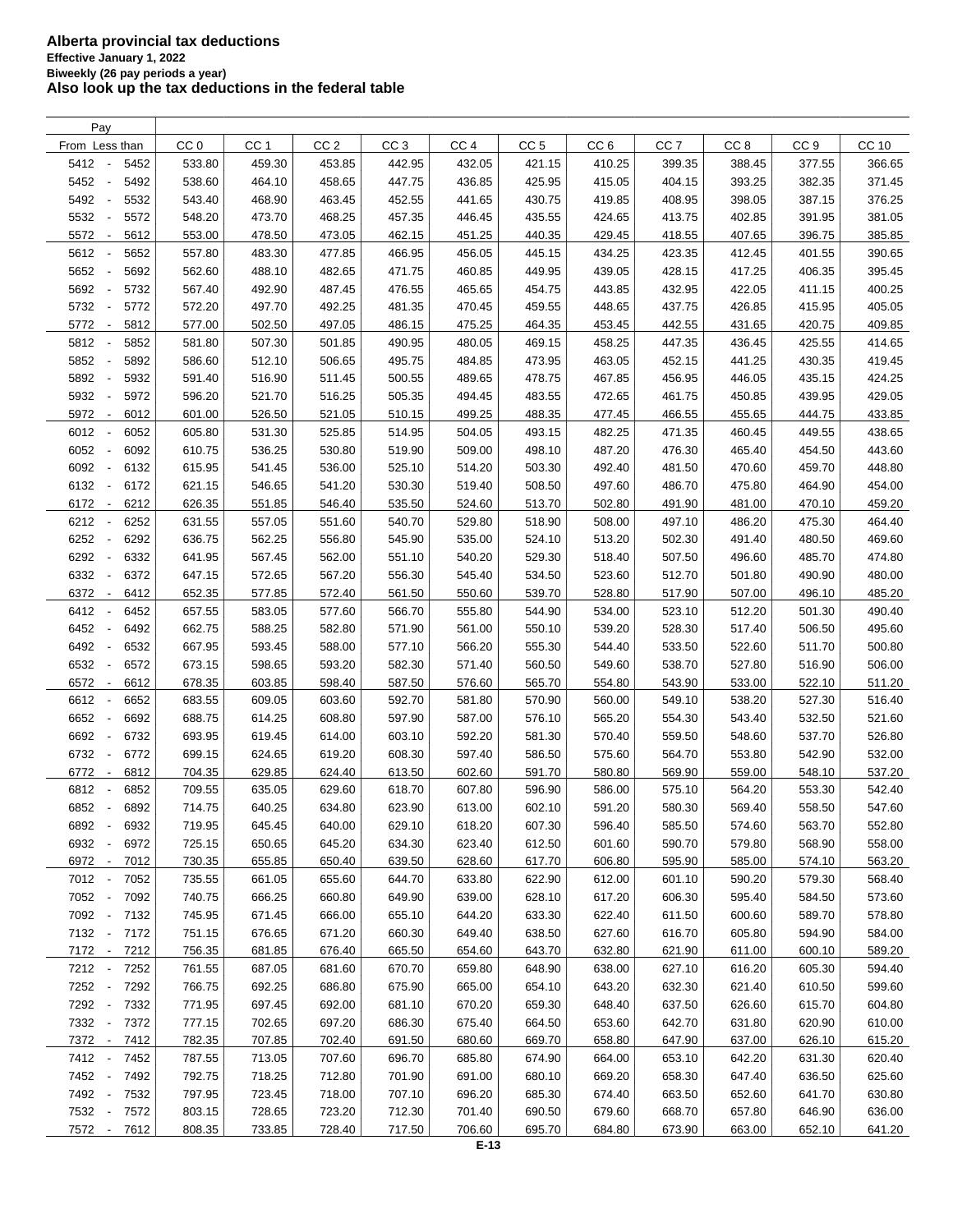**Alberta provincial tax deductions**
**Effective January 1, 2022**
**Biweekly (26 pay periods a year)**
**Also look up the tax deductions in the federal table**

| Pay From - Less than | CC 0 | CC 1 | CC 2 | CC 3 | CC 4 | CC 5 | CC 6 | CC 7 | CC 8 | CC 9 | CC 10 |
|---|---|---|---|---|---|---|---|---|---|---|---|
| 5412 - 5452 | 533.80 | 459.30 | 453.85 | 442.95 | 432.05 | 421.15 | 410.25 | 399.35 | 388.45 | 377.55 | 366.65 |
| 5452 - 5492 | 538.60 | 464.10 | 458.65 | 447.75 | 436.85 | 425.95 | 415.05 | 404.15 | 393.25 | 382.35 | 371.45 |
| 5492 - 5532 | 543.40 | 468.90 | 463.45 | 452.55 | 441.65 | 430.75 | 419.85 | 408.95 | 398.05 | 387.15 | 376.25 |
| 5532 - 5572 | 548.20 | 473.70 | 468.25 | 457.35 | 446.45 | 435.55 | 424.65 | 413.75 | 402.85 | 391.95 | 381.05 |
| 5572 - 5612 | 553.00 | 478.50 | 473.05 | 462.15 | 451.25 | 440.35 | 429.45 | 418.55 | 407.65 | 396.75 | 385.85 |
| 5612 - 5652 | 557.80 | 483.30 | 477.85 | 466.95 | 456.05 | 445.15 | 434.25 | 423.35 | 412.45 | 401.55 | 390.65 |
| 5652 - 5692 | 562.60 | 488.10 | 482.65 | 471.75 | 460.85 | 449.95 | 439.05 | 428.15 | 417.25 | 406.35 | 395.45 |
| 5692 - 5732 | 567.40 | 492.90 | 487.45 | 476.55 | 465.65 | 454.75 | 443.85 | 432.95 | 422.05 | 411.15 | 400.25 |
| 5732 - 5772 | 572.20 | 497.70 | 492.25 | 481.35 | 470.45 | 459.55 | 448.65 | 437.75 | 426.85 | 415.95 | 405.05 |
| 5772 - 5812 | 577.00 | 502.50 | 497.05 | 486.15 | 475.25 | 464.35 | 453.45 | 442.55 | 431.65 | 420.75 | 409.85 |
| 5812 - 5852 | 581.80 | 507.30 | 501.85 | 490.95 | 480.05 | 469.15 | 458.25 | 447.35 | 436.45 | 425.55 | 414.65 |
| 5852 - 5892 | 586.60 | 512.10 | 506.65 | 495.75 | 484.85 | 473.95 | 463.05 | 452.15 | 441.25 | 430.35 | 419.45 |
| 5892 - 5932 | 591.40 | 516.90 | 511.45 | 500.55 | 489.65 | 478.75 | 467.85 | 456.95 | 446.05 | 435.15 | 424.25 |
| 5932 - 5972 | 596.20 | 521.70 | 516.25 | 505.35 | 494.45 | 483.55 | 472.65 | 461.75 | 450.85 | 439.95 | 429.05 |
| 5972 - 6012 | 601.00 | 526.50 | 521.05 | 510.15 | 499.25 | 488.35 | 477.45 | 466.55 | 455.65 | 444.75 | 433.85 |
| 6012 - 6052 | 605.80 | 531.30 | 525.85 | 514.95 | 504.05 | 493.15 | 482.25 | 471.35 | 460.45 | 449.55 | 438.65 |
| 6052 - 6092 | 610.75 | 536.25 | 530.80 | 519.90 | 509.00 | 498.10 | 487.20 | 476.30 | 465.40 | 454.50 | 443.60 |
| 6092 - 6132 | 615.95 | 541.45 | 536.00 | 525.10 | 514.20 | 503.30 | 492.40 | 481.50 | 470.60 | 459.70 | 448.80 |
| 6132 - 6172 | 621.15 | 546.65 | 541.20 | 530.30 | 519.40 | 508.50 | 497.60 | 486.70 | 475.80 | 464.90 | 454.00 |
| 6172 - 6212 | 626.35 | 551.85 | 546.40 | 535.50 | 524.60 | 513.70 | 502.80 | 491.90 | 481.00 | 470.10 | 459.20 |
| 6212 - 6252 | 631.55 | 557.05 | 551.60 | 540.70 | 529.80 | 518.90 | 508.00 | 497.10 | 486.20 | 475.30 | 464.40 |
| 6252 - 6292 | 636.75 | 562.25 | 556.80 | 545.90 | 535.00 | 524.10 | 513.20 | 502.30 | 491.40 | 480.50 | 469.60 |
| 6292 - 6332 | 641.95 | 567.45 | 562.00 | 551.10 | 540.20 | 529.30 | 518.40 | 507.50 | 496.60 | 485.70 | 474.80 |
| 6332 - 6372 | 647.15 | 572.65 | 567.20 | 556.30 | 545.40 | 534.50 | 523.60 | 512.70 | 501.80 | 490.90 | 480.00 |
| 6372 - 6412 | 652.35 | 577.85 | 572.40 | 561.50 | 550.60 | 539.70 | 528.80 | 517.90 | 507.00 | 496.10 | 485.20 |
| 6412 - 6452 | 657.55 | 583.05 | 577.60 | 566.70 | 555.80 | 544.90 | 534.00 | 523.10 | 512.20 | 501.30 | 490.40 |
| 6452 - 6492 | 662.75 | 588.25 | 582.80 | 571.90 | 561.00 | 550.10 | 539.20 | 528.30 | 517.40 | 506.50 | 495.60 |
| 6492 - 6532 | 667.95 | 593.45 | 588.00 | 577.10 | 566.20 | 555.30 | 544.40 | 533.50 | 522.60 | 511.70 | 500.80 |
| 6532 - 6572 | 673.15 | 598.65 | 593.20 | 582.30 | 571.40 | 560.50 | 549.60 | 538.70 | 527.80 | 516.90 | 506.00 |
| 6572 - 6612 | 678.35 | 603.85 | 598.40 | 587.50 | 576.60 | 565.70 | 554.80 | 543.90 | 533.00 | 522.10 | 511.20 |
| 6612 - 6652 | 683.55 | 609.05 | 603.60 | 592.70 | 581.80 | 570.90 | 560.00 | 549.10 | 538.20 | 527.30 | 516.40 |
| 6652 - 6692 | 688.75 | 614.25 | 608.80 | 597.90 | 587.00 | 576.10 | 565.20 | 554.30 | 543.40 | 532.50 | 521.60 |
| 6692 - 6732 | 693.95 | 619.45 | 614.00 | 603.10 | 592.20 | 581.30 | 570.40 | 559.50 | 548.60 | 537.70 | 526.80 |
| 6732 - 6772 | 699.15 | 624.65 | 619.20 | 608.30 | 597.40 | 586.50 | 575.60 | 564.70 | 553.80 | 542.90 | 532.00 |
| 6772 - 6812 | 704.35 | 629.85 | 624.40 | 613.50 | 602.60 | 591.70 | 580.80 | 569.90 | 559.00 | 548.10 | 537.20 |
| 6812 - 6852 | 709.55 | 635.05 | 629.60 | 618.70 | 607.80 | 596.90 | 586.00 | 575.10 | 564.20 | 553.30 | 542.40 |
| 6852 - 6892 | 714.75 | 640.25 | 634.80 | 623.90 | 613.00 | 602.10 | 591.20 | 580.30 | 569.40 | 558.50 | 547.60 |
| 6892 - 6932 | 719.95 | 645.45 | 640.00 | 629.10 | 618.20 | 607.30 | 596.40 | 585.50 | 574.60 | 563.70 | 552.80 |
| 6932 - 6972 | 725.15 | 650.65 | 645.20 | 634.30 | 623.40 | 612.50 | 601.60 | 590.70 | 579.80 | 568.90 | 558.00 |
| 6972 - 7012 | 730.35 | 655.85 | 650.40 | 639.50 | 628.60 | 617.70 | 606.80 | 595.90 | 585.00 | 574.10 | 563.20 |
| 7012 - 7052 | 735.55 | 661.05 | 655.60 | 644.70 | 633.80 | 622.90 | 612.00 | 601.10 | 590.20 | 579.30 | 568.40 |
| 7052 - 7092 | 740.75 | 666.25 | 660.80 | 649.90 | 639.00 | 628.10 | 617.20 | 606.30 | 595.40 | 584.50 | 573.60 |
| 7092 - 7132 | 745.95 | 671.45 | 666.00 | 655.10 | 644.20 | 633.30 | 622.40 | 611.50 | 600.60 | 589.70 | 578.80 |
| 7132 - 7172 | 751.15 | 676.65 | 671.20 | 660.30 | 649.40 | 638.50 | 627.60 | 616.70 | 605.80 | 594.90 | 584.00 |
| 7172 - 7212 | 756.35 | 681.85 | 676.40 | 665.50 | 654.60 | 643.70 | 632.80 | 621.90 | 611.00 | 600.10 | 589.20 |
| 7212 - 7252 | 761.55 | 687.05 | 681.60 | 670.70 | 659.80 | 648.90 | 638.00 | 627.10 | 616.20 | 605.30 | 594.40 |
| 7252 - 7292 | 766.75 | 692.25 | 686.80 | 675.90 | 665.00 | 654.10 | 643.20 | 632.30 | 621.40 | 610.50 | 599.60 |
| 7292 - 7332 | 771.95 | 697.45 | 692.00 | 681.10 | 670.20 | 659.30 | 648.40 | 637.50 | 626.60 | 615.70 | 604.80 |
| 7332 - 7372 | 777.15 | 702.65 | 697.20 | 686.30 | 675.40 | 664.50 | 653.60 | 642.70 | 631.80 | 620.90 | 610.00 |
| 7372 - 7412 | 782.35 | 707.85 | 702.40 | 691.50 | 680.60 | 669.70 | 658.80 | 647.90 | 637.00 | 626.10 | 615.20 |
| 7412 - 7452 | 787.55 | 713.05 | 707.60 | 696.70 | 685.80 | 674.90 | 664.00 | 653.10 | 642.20 | 631.30 | 620.40 |
| 7452 - 7492 | 792.75 | 718.25 | 712.80 | 701.90 | 691.00 | 680.10 | 669.20 | 658.30 | 647.40 | 636.50 | 625.60 |
| 7492 - 7532 | 797.95 | 723.45 | 718.00 | 707.10 | 696.20 | 685.30 | 674.40 | 663.50 | 652.60 | 641.70 | 630.80 |
| 7532 - 7572 | 803.15 | 728.65 | 723.20 | 712.30 | 701.40 | 690.50 | 679.60 | 668.70 | 657.80 | 646.90 | 636.00 |
| 7572 - 7612 | 808.35 | 733.85 | 728.40 | 717.50 | 706.60 | 695.70 | 684.80 | 673.90 | 663.00 | 652.10 | 641.20 |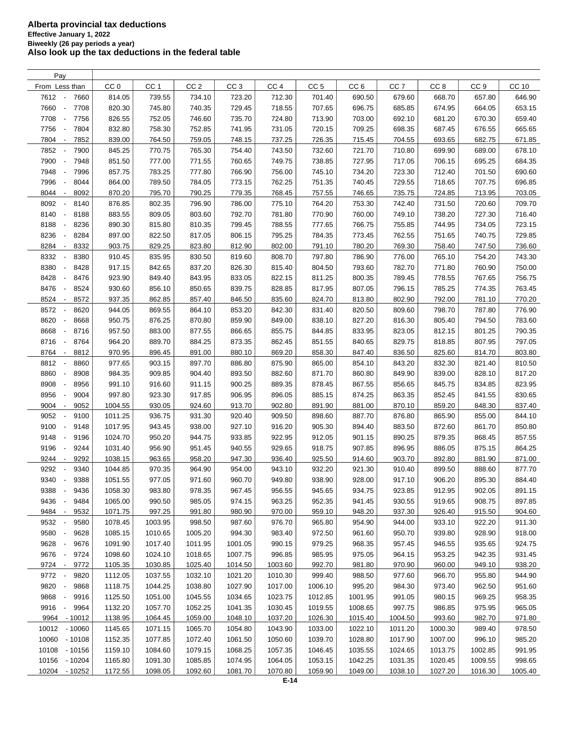# Alberta provincial tax deductions

**Effective January 1, 2022**

**Biweekly (26 pay periods a year)**

## Also look up the tax deductions in the federal table

| Pay From Less than | CC 0 | CC 1 | CC 2 | CC 3 | CC 4 | CC 5 | CC 6 | CC 7 | CC 8 | CC 9 | CC 10 |
|---|---|---|---|---|---|---|---|---|---|---|---|
| 7612 - 7660 | 814.05 | 739.55 | 734.10 | 723.20 | 712.30 | 701.40 | 690.50 | 679.60 | 668.70 | 657.80 | 646.90 |
| 7660 - 7708 | 820.30 | 745.80 | 740.35 | 729.45 | 718.55 | 707.65 | 696.75 | 685.85 | 674.95 | 664.05 | 653.15 |
| 7708 - 7756 | 826.55 | 752.05 | 746.60 | 735.70 | 724.80 | 713.90 | 703.00 | 692.10 | 681.20 | 670.30 | 659.40 |
| 7756 - 7804 | 832.80 | 758.30 | 752.85 | 741.95 | 731.05 | 720.15 | 709.25 | 698.35 | 687.45 | 676.55 | 665.65 |
| 7804 - 7852 | 839.00 | 764.50 | 759.05 | 748.15 | 737.25 | 726.35 | 715.45 | 704.55 | 693.65 | 682.75 | 671.85 |
| 7852 - 7900 | 845.25 | 770.75 | 765.30 | 754.40 | 743.50 | 732.60 | 721.70 | 710.80 | 699.90 | 689.00 | 678.10 |
| 7900 - 7948 | 851.50 | 777.00 | 771.55 | 760.65 | 749.75 | 738.85 | 727.95 | 717.05 | 706.15 | 695.25 | 684.35 |
| 7948 - 7996 | 857.75 | 783.25 | 777.80 | 766.90 | 756.00 | 745.10 | 734.20 | 723.30 | 712.40 | 701.50 | 690.60 |
| 7996 - 8044 | 864.00 | 789.50 | 784.05 | 773.15 | 762.25 | 751.35 | 740.45 | 729.55 | 718.65 | 707.75 | 696.85 |
| 8044 - 8092 | 870.20 | 795.70 | 790.25 | 779.35 | 768.45 | 757.55 | 746.65 | 735.75 | 724.85 | 713.95 | 703.05 |
| 8092 - 8140 | 876.85 | 802.35 | 796.90 | 786.00 | 775.10 | 764.20 | 753.30 | 742.40 | 731.50 | 720.60 | 709.70 |
| 8140 - 8188 | 883.55 | 809.05 | 803.60 | 792.70 | 781.80 | 770.90 | 760.00 | 749.10 | 738.20 | 727.30 | 716.40 |
| 8188 - 8236 | 890.30 | 815.80 | 810.35 | 799.45 | 788.55 | 777.65 | 766.75 | 755.85 | 744.95 | 734.05 | 723.15 |
| 8236 - 8284 | 897.00 | 822.50 | 817.05 | 806.15 | 795.25 | 784.35 | 773.45 | 762.55 | 751.65 | 740.75 | 729.85 |
| 8284 - 8332 | 903.75 | 829.25 | 823.80 | 812.90 | 802.00 | 791.10 | 780.20 | 769.30 | 758.40 | 747.50 | 736.60 |
| 8332 - 8380 | 910.45 | 835.95 | 830.50 | 819.60 | 808.70 | 797.80 | 786.90 | 776.00 | 765.10 | 754.20 | 743.30 |
| 8380 - 8428 | 917.15 | 842.65 | 837.20 | 826.30 | 815.40 | 804.50 | 793.60 | 782.70 | 771.80 | 760.90 | 750.00 |
| 8428 - 8476 | 923.90 | 849.40 | 843.95 | 833.05 | 822.15 | 811.25 | 800.35 | 789.45 | 778.55 | 767.65 | 756.75 |
| 8476 - 8524 | 930.60 | 856.10 | 850.65 | 839.75 | 828.85 | 817.95 | 807.05 | 796.15 | 785.25 | 774.35 | 763.45 |
| 8524 - 8572 | 937.35 | 862.85 | 857.40 | 846.50 | 835.60 | 824.70 | 813.80 | 802.90 | 792.00 | 781.10 | 770.20 |
| 8572 - 8620 | 944.05 | 869.55 | 864.10 | 853.20 | 842.30 | 831.40 | 820.50 | 809.60 | 798.70 | 787.80 | 776.90 |
| 8620 - 8668 | 950.75 | 876.25 | 870.80 | 859.90 | 849.00 | 838.10 | 827.20 | 816.30 | 805.40 | 794.50 | 783.60 |
| 8668 - 8716 | 957.50 | 883.00 | 877.55 | 866.65 | 855.75 | 844.85 | 833.95 | 823.05 | 812.15 | 801.25 | 790.35 |
| 8716 - 8764 | 964.20 | 889.70 | 884.25 | 873.35 | 862.45 | 851.55 | 840.65 | 829.75 | 818.85 | 807.95 | 797.05 |
| 8764 - 8812 | 970.95 | 896.45 | 891.00 | 880.10 | 869.20 | 858.30 | 847.40 | 836.50 | 825.60 | 814.70 | 803.80 |
| 8812 - 8860 | 977.65 | 903.15 | 897.70 | 886.80 | 875.90 | 865.00 | 854.10 | 843.20 | 832.30 | 821.40 | 810.50 |
| 8860 - 8908 | 984.35 | 909.85 | 904.40 | 893.50 | 882.60 | 871.70 | 860.80 | 849.90 | 839.00 | 828.10 | 817.20 |
| 8908 - 8956 | 991.10 | 916.60 | 911.15 | 900.25 | 889.35 | 878.45 | 867.55 | 856.65 | 845.75 | 834.85 | 823.95 |
| 8956 - 9004 | 997.80 | 923.30 | 917.85 | 906.95 | 896.05 | 885.15 | 874.25 | 863.35 | 852.45 | 841.55 | 830.65 |
| 9004 - 9052 | 1004.55 | 930.05 | 924.60 | 913.70 | 902.80 | 891.90 | 881.00 | 870.10 | 859.20 | 848.30 | 837.40 |
| 9052 - 9100 | 1011.25 | 936.75 | 931.30 | 920.40 | 909.50 | 898.60 | 887.70 | 876.80 | 865.90 | 855.00 | 844.10 |
| 9100 - 9148 | 1017.95 | 943.45 | 938.00 | 927.10 | 916.20 | 905.30 | 894.40 | 883.50 | 872.60 | 861.70 | 850.80 |
| 9148 - 9196 | 1024.70 | 950.20 | 944.75 | 933.85 | 922.95 | 912.05 | 901.15 | 890.25 | 879.35 | 868.45 | 857.55 |
| 9196 - 9244 | 1031.40 | 956.90 | 951.45 | 940.55 | 929.65 | 918.75 | 907.85 | 896.95 | 886.05 | 875.15 | 864.25 |
| 9244 - 9292 | 1038.15 | 963.65 | 958.20 | 947.30 | 936.40 | 925.50 | 914.60 | 903.70 | 892.80 | 881.90 | 871.00 |
| 9292 - 9340 | 1044.85 | 970.35 | 964.90 | 954.00 | 943.10 | 932.20 | 921.30 | 910.40 | 899.50 | 888.60 | 877.70 |
| 9340 - 9388 | 1051.55 | 977.05 | 971.60 | 960.70 | 949.80 | 938.90 | 928.00 | 917.10 | 906.20 | 895.30 | 884.40 |
| 9388 - 9436 | 1058.30 | 983.80 | 978.35 | 967.45 | 956.55 | 945.65 | 934.75 | 923.85 | 912.95 | 902.05 | 891.15 |
| 9436 - 9484 | 1065.00 | 990.50 | 985.05 | 974.15 | 963.25 | 952.35 | 941.45 | 930.55 | 919.65 | 908.75 | 897.85 |
| 9484 - 9532 | 1071.75 | 997.25 | 991.80 | 980.90 | 970.00 | 959.10 | 948.20 | 937.30 | 926.40 | 915.50 | 904.60 |
| 9532 - 9580 | 1078.45 | 1003.95 | 998.50 | 987.60 | 976.70 | 965.80 | 954.90 | 944.00 | 933.10 | 922.20 | 911.30 |
| 9580 - 9628 | 1085.15 | 1010.65 | 1005.20 | 994.30 | 983.40 | 972.50 | 961.60 | 950.70 | 939.80 | 928.90 | 918.00 |
| 9628 - 9676 | 1091.90 | 1017.40 | 1011.95 | 1001.05 | 990.15 | 979.25 | 968.35 | 957.45 | 946.55 | 935.65 | 924.75 |
| 9676 - 9724 | 1098.60 | 1024.10 | 1018.65 | 1007.75 | 996.85 | 985.95 | 975.05 | 964.15 | 953.25 | 942.35 | 931.45 |
| 9724 - 9772 | 1105.35 | 1030.85 | 1025.40 | 1014.50 | 1003.60 | 992.70 | 981.80 | 970.90 | 960.00 | 949.10 | 938.20 |
| 9772 - 9820 | 1112.05 | 1037.55 | 1032.10 | 1021.20 | 1010.30 | 999.40 | 988.50 | 977.60 | 966.70 | 955.80 | 944.90 |
| 9820 - 9868 | 1118.75 | 1044.25 | 1038.80 | 1027.90 | 1017.00 | 1006.10 | 995.20 | 984.30 | 973.40 | 962.50 | 951.60 |
| 9868 - 9916 | 1125.50 | 1051.00 | 1045.55 | 1034.65 | 1023.75 | 1012.85 | 1001.95 | 991.05 | 980.15 | 969.25 | 958.35 |
| 9916 - 9964 | 1132.20 | 1057.70 | 1052.25 | 1041.35 | 1030.45 | 1019.55 | 1008.65 | 997.75 | 986.85 | 975.95 | 965.05 |
| 9964 - 10012 | 1138.95 | 1064.45 | 1059.00 | 1048.10 | 1037.20 | 1026.30 | 1015.40 | 1004.50 | 993.60 | 982.70 | 971.80 |
| 10012 - 10060 | 1145.65 | 1071.15 | 1065.70 | 1054.80 | 1043.90 | 1033.00 | 1022.10 | 1011.20 | 1000.30 | 989.40 | 978.50 |
| 10060 - 10108 | 1152.35 | 1077.85 | 1072.40 | 1061.50 | 1050.60 | 1039.70 | 1028.80 | 1017.90 | 1007.00 | 996.10 | 985.20 |
| 10108 - 10156 | 1159.10 | 1084.60 | 1079.15 | 1068.25 | 1057.35 | 1046.45 | 1035.55 | 1024.65 | 1013.75 | 1002.85 | 991.95 |
| 10156 - 10204 | 1165.80 | 1091.30 | 1085.85 | 1074.95 | 1064.05 | 1053.15 | 1042.25 | 1031.35 | 1020.45 | 1009.55 | 998.65 |
| 10204 - 10252 | 1172.55 | 1098.05 | 1092.60 | 1081.70 | 1070.80 | 1059.90 | 1049.00 | 1038.10 | 1027.20 | 1016.30 | 1005.40 |